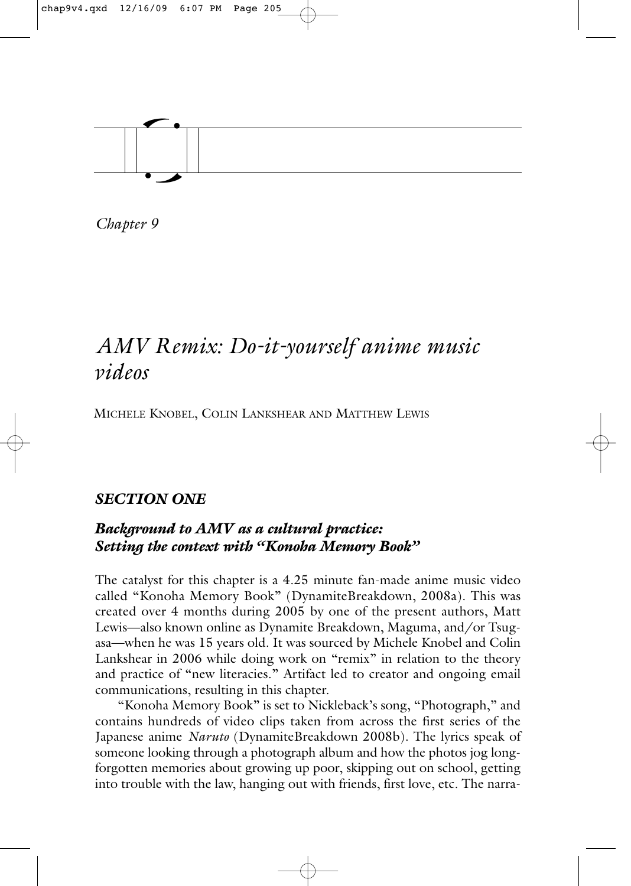*Chapter 9*

# *AMV Remix: Do-it-yourself anime music videos*

MICHELE KNOBEL, COLIN LANKSHEAR AND MATTHEW LEWIS

## *SECTION ONE*

### *Background to AMV as a cultural practice: Setting the context with "Konoha Memory Book"*

The catalyst for this chapter is a 4.25 minute fan-made anime music video called "Konoha Memory Book" (DynamiteBreakdown, 2008a). This was created over 4 months during 2005 by one of the present authors, Matt Lewis—also known online as Dynamite Breakdown, Maguma, and/or Tsugasa—when he was 15 years old. It was sourced by Michele Knobel and Colin Lankshear in 2006 while doing work on "remix" in relation to the theory and practice of "new literacies." Artifact led to creator and ongoing email communications, resulting in this chapter.

"Konoha Memory Book" is set to Nickleback's song, "Photograph," and contains hundreds of video clips taken from across the first series of the Japanese anime *Naruto* (DynamiteBreakdown 2008b). The lyrics speak of someone looking through a photograph album and how the photos jog long-forgotten memories about growing up poor, skipping out on school, getting into trouble with the law, hanging out with friends, first love, etc. The narra-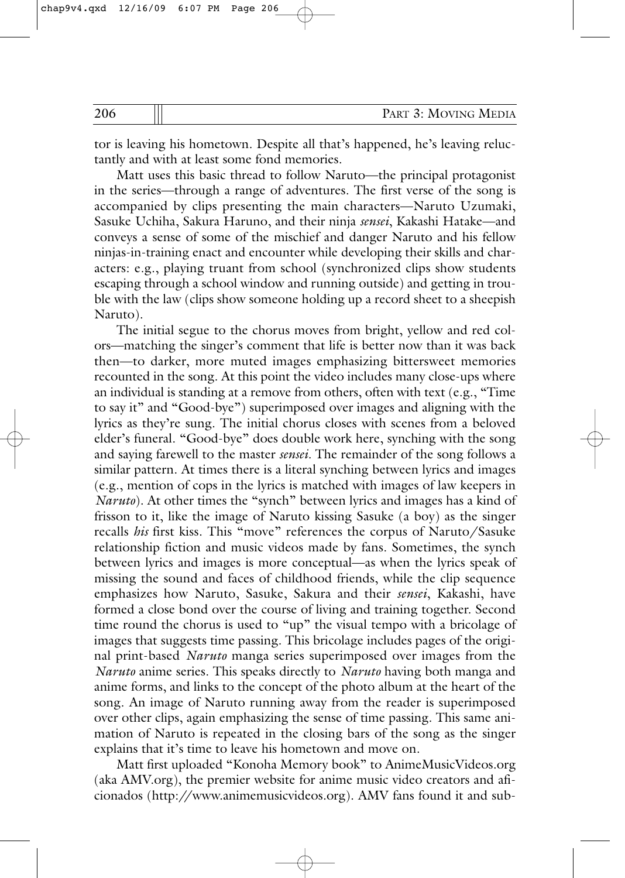tor is leaving his hometown. Despite all that's happened, he's leaving reluctantly and with at least some fond memories.

Matt uses this basic thread to follow Naruto—the principal protagonist in the series—through a range of adventures. The first verse of the song is accompanied by clips presenting the main characters—Naruto Uzumaki, Sasuke Uchiha, Sakura Haruno, and their ninja *sensei*, Kakashi Hatake—and conveys a sense of some of the mischief and danger Naruto and his fellow ninjas-in-training enact and encounter while developing their skills and characters: e.g., playing truant from school (synchronized clips show students escaping through a school window and running outside) and getting in trouble with the law (clips show someone holding up a record sheet to a sheepish Naruto).

The initial segue to the chorus moves from bright, yellow and red colors—matching the singer's comment that life is better now than it was back then—to darker, more muted images emphasizing bittersweet memories recounted in the song. At this point the video includes many close-ups where an individual is standing at a remove from others, often with text (e.g., "Time to say it" and "Good-bye") superimposed over images and aligning with the lyrics as they're sung. The initial chorus closes with scenes from a beloved elder's funeral. "Good-bye" does double work here, synching with the song and saying farewell to the master *sensei*. The remainder of the song follows a similar pattern. At times there is a literal synching between lyrics and images (e.g., mention of cops in the lyrics is matched with images of law keepers in *Naruto*). At other times the "synch" between lyrics and images has a kind of frisson to it, like the image of Naruto kissing Sasuke (a boy) as the singer recalls *his* first kiss. This "move" references the corpus of Naruto/Sasuke relationship fiction and music videos made by fans. Sometimes, the synch between lyrics and images is more conceptual—as when the lyrics speak of missing the sound and faces of childhood friends, while the clip sequence emphasizes how Naruto, Sasuke, Sakura and their *sensei*, Kakashi, have formed a close bond over the course of living and training together. Second time round the chorus is used to "up" the visual tempo with a bricolage of images that suggests time passing. This bricolage includes pages of the original print-based *Naruto* manga series superimposed over images from the *Naruto* anime series. This speaks directly to *Naruto* having both manga and anime forms, and links to the concept of the photo album at the heart of the song. An image of Naruto running away from the reader is superimposed over other clips, again emphasizing the sense of time passing. This same animation of Naruto is repeated in the closing bars of the song as the singer explains that it's time to leave his hometown and move on.

Matt first uploaded "Konoha Memory book" to AnimeMusicVideos.org (aka AMV.org), the premier website for anime music video creators and aficionados (http://www.animemusicvideos.org). AMV fans found it and sub-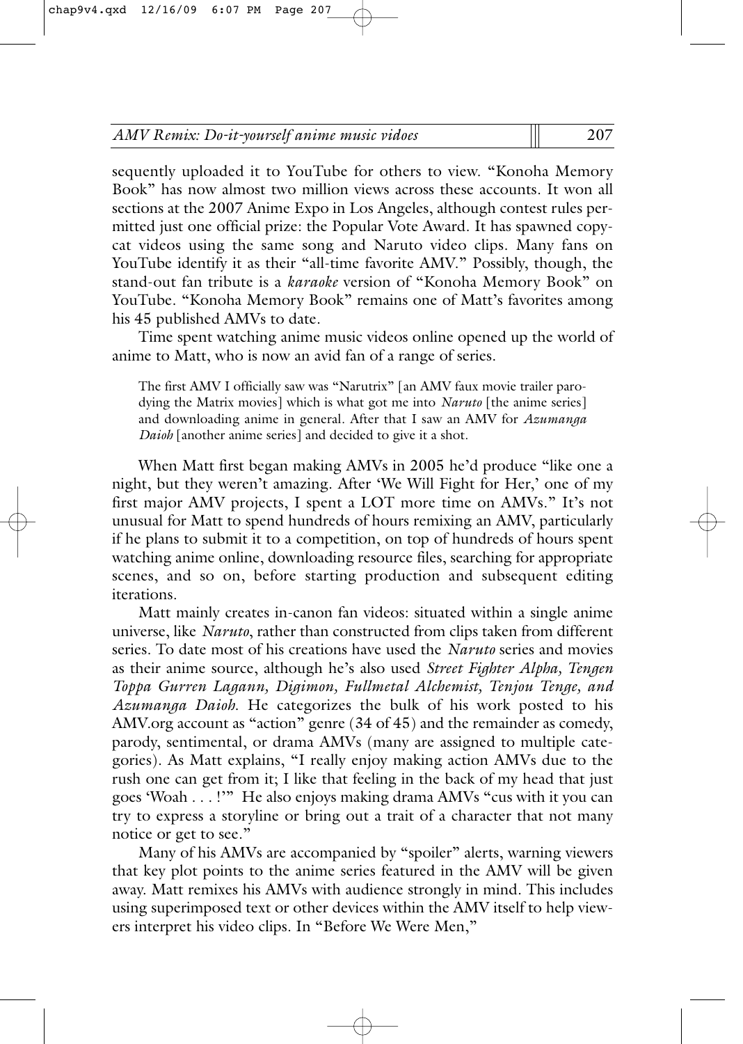sequently uploaded it to YouTube for others to view. "Konoha Memory Book" has now almost two million views across these accounts. It won all sections at the 2007 Anime Expo in Los Angeles, although contest rules permitted just one official prize: the Popular Vote Award. It has spawned copycat videos using the same song and Naruto video clips. Many fans on YouTube identify it as their "all-time favorite AMV." Possibly, though, the stand-out fan tribute is a *karaoke* version of "Konoha Memory Book" on YouTube. "Konoha Memory Book" remains one of Matt's favorites among his 45 published AMVs to date.

Time spent watching anime music videos online opened up the world of anime to Matt, who is now an avid fan of a range of series.

> The first AMV I officially saw was "Narutrix" [an AMV faux movie trailer parodying the Matrix movies] which is what got me into *Naruto* [the anime series] and downloading anime in general. After that I saw an AMV for *Azumanga Daioh* [another anime series] and decided to give it a shot.

When Matt first began making AMVs in 2005 he'd produce "like one a night, but they weren't amazing. After 'We Will Fight for Her,' one of my first major AMV projects, I spent a LOT more time on AMVs." It's not unusual for Matt to spend hundreds of hours remixing an AMV, particularly if he plans to submit it to a competition, on top of hundreds of hours spent watching anime online, downloading resource files, searching for appropriate scenes, and so on, before starting production and subsequent editing iterations.

Matt mainly creates in-canon fan videos: situated within a single anime universe, like *Naruto*, rather than constructed from clips taken from different series. To date most of his creations have used the *Naruto* series and movies as their anime source, although he's also used *Street Fighter Alpha, Tengen Toppa Gurren Lagann, Digimon, Fullmetal Alchemist, Tenjou Tenge, and Azumanga Daioh.* He categorizes the bulk of his work posted to his AMV.org account as "action" genre (34 of 45) and the remainder as comedy, parody, sentimental, or drama AMVs (many are assigned to multiple categories). As Matt explains, "I really enjoy making action AMVs due to the rush one can get from it; I like that feeling in the back of my head that just goes 'Woah . . . !'" He also enjoys making drama AMVs "cus with it you can try to express a storyline or bring out a trait of a character that not many notice or get to see."

Many of his AMVs are accompanied by "spoiler" alerts, warning viewers that key plot points to the anime series featured in the AMV will be given away. Matt remixes his AMVs with audience strongly in mind. This includes using superimposed text or other devices within the AMV itself to help viewers interpret his video clips. In "Before We Were Men,"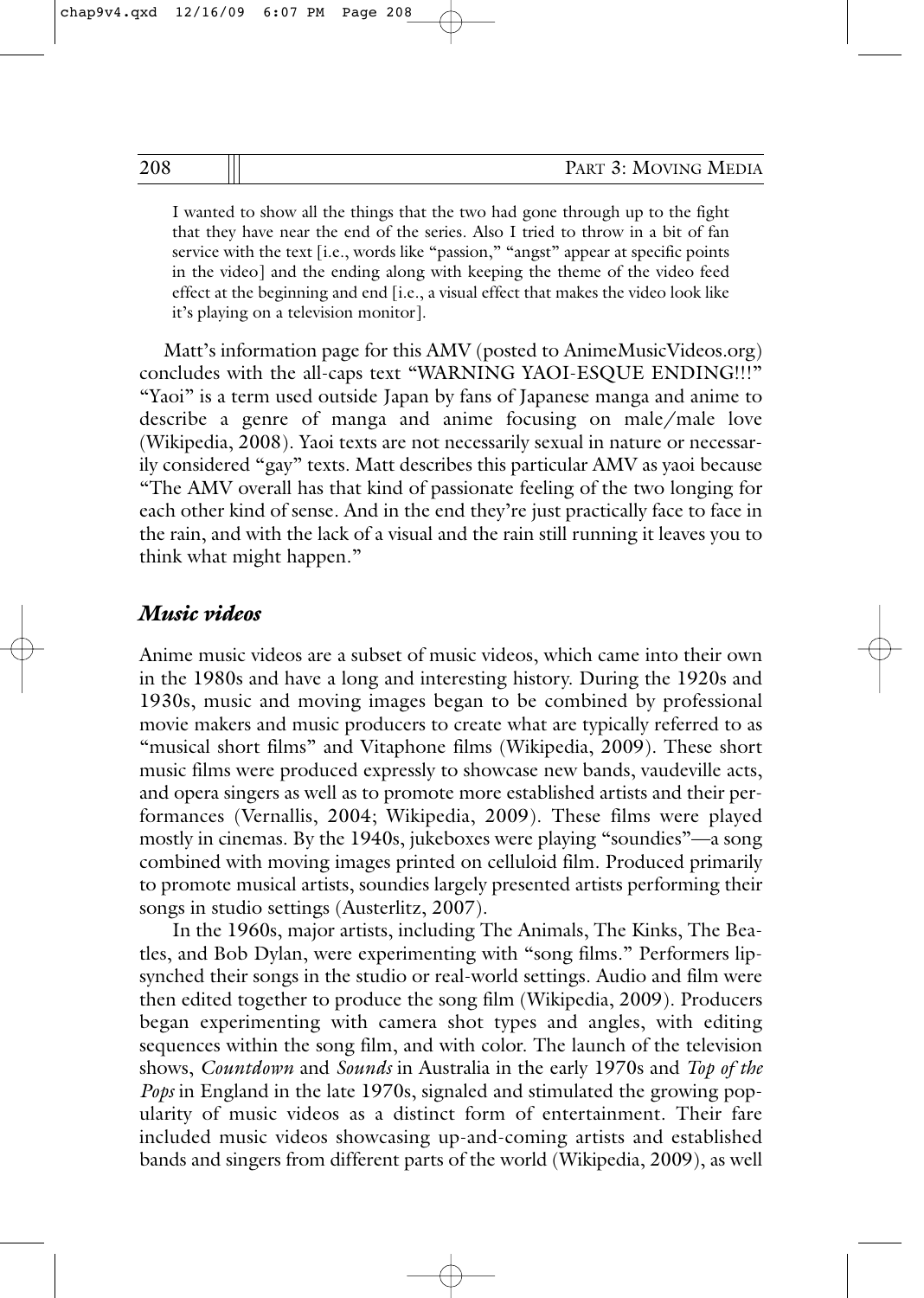> I wanted to show all the things that the two had gone through up to the fight that they have near the end of the series. Also I tried to throw in a bit of fan service with the text [i.e., words like "passion," "angst" appear at specific points in the video] and the ending along with keeping the theme of the video feed effect at the beginning and end [i.e., a visual effect that makes the video look like it's playing on a television monitor].

Matt's information page for this AMV (posted to AnimeMusicVideos.org) concludes with the all-caps text "WARNING YAOI-ESQUE ENDING!!!" "Yaoi" is a term used outside Japan by fans of Japanese manga and anime to describe a genre of manga and anime focusing on male/male love (Wikipedia, 2008). Yaoi texts are not necessarily sexual in nature or necessarily considered "gay" texts. Matt describes this particular AMV as yaoi because "The AMV overall has that kind of passionate feeling of the two longing for each other kind of sense. And in the end they're just practically face to face in the rain, and with the lack of a visual and the rain still running it leaves you to think what might happen."

### *Music videos*

Anime music videos are a subset of music videos, which came into their own in the 1980s and have a long and interesting history. During the 1920s and 1930s, music and moving images began to be combined by professional movie makers and music producers to create what are typically referred to as "musical short films" and Vitaphone films (Wikipedia, 2009). These short music films were produced expressly to showcase new bands, vaudeville acts, and opera singers as well as to promote more established artists and their performances (Vernallis, 2004; Wikipedia, 2009). These films were played mostly in cinemas. By the 1940s, jukeboxes were playing "soundies"—a song combined with moving images printed on celluloid film. Produced primarily to promote musical artists, soundies largely presented artists performing their songs in studio settings (Austerlitz, 2007).

In the 1960s, major artists, including The Animals, The Kinks, The Beatles, and Bob Dylan, were experimenting with "song films." Performers lip-synched their songs in the studio or real-world settings. Audio and film were then edited together to produce the song film (Wikipedia, 2009). Producers began experimenting with camera shot types and angles, with editing sequences within the song film, and with color. The launch of the television shows, *Countdown* and *Sounds* in Australia in the early 1970s and *Top of the Pops* in England in the late 1970s, signaled and stimulated the growing popularity of music videos as a distinct form of entertainment. Their fare included music videos showcasing up-and-coming artists and established bands and singers from different parts of the world (Wikipedia, 2009), as well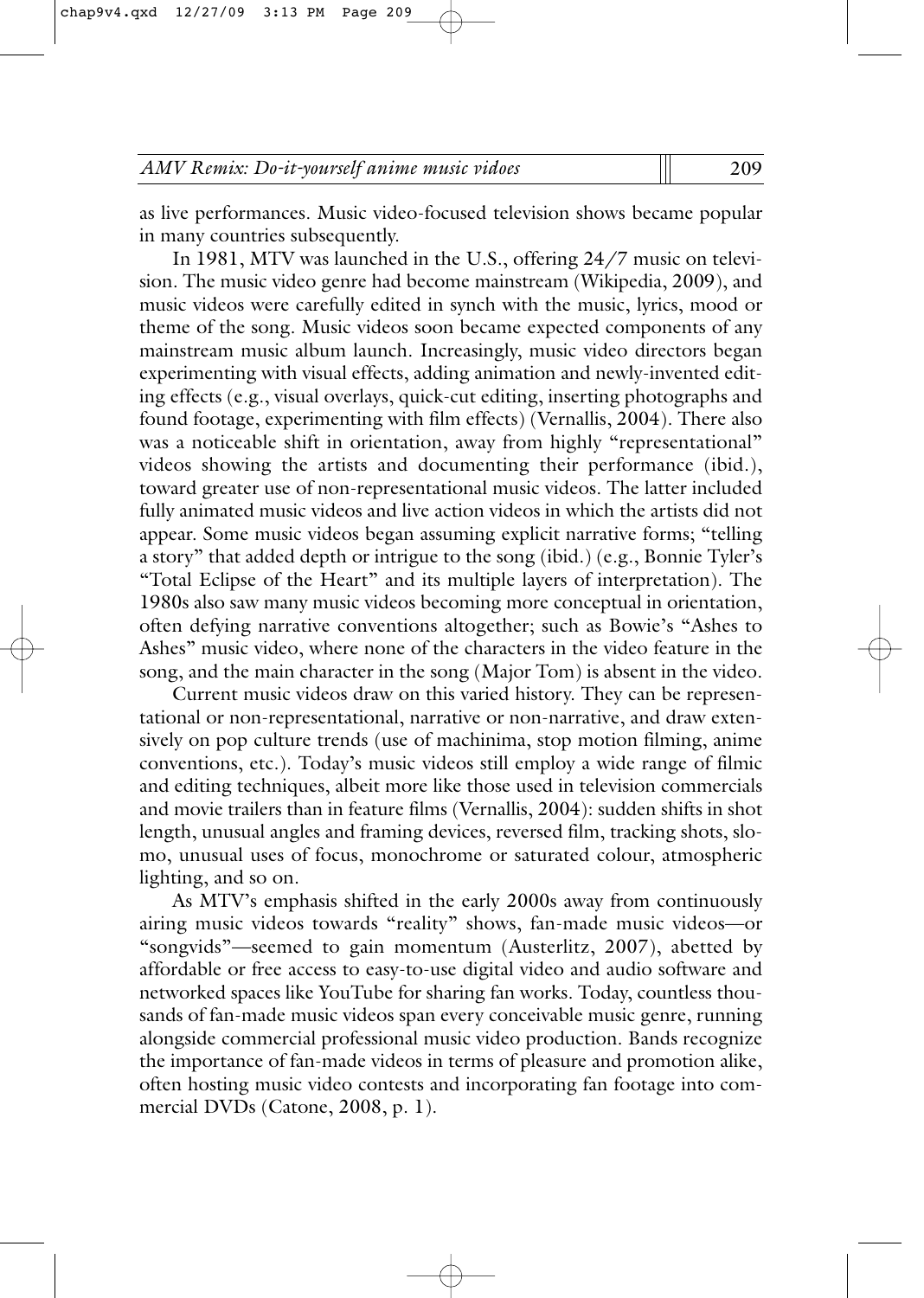as live performances. Music video-focused television shows became popular in many countries subsequently.

In 1981, MTV was launched in the U.S., offering 24/7 music on television. The music video genre had become mainstream (Wikipedia, 2009), and music videos were carefully edited in synch with the music, lyrics, mood or theme of the song. Music videos soon became expected components of any mainstream music album launch. Increasingly, music video directors began experimenting with visual effects, adding animation and newly-invented editing effects (e.g., visual overlays, quick-cut editing, inserting photographs and found footage, experimenting with film effects) (Vernallis, 2004). There also was a noticeable shift in orientation, away from highly "representational" videos showing the artists and documenting their performance (ibid.), toward greater use of non-representational music videos. The latter included fully animated music videos and live action videos in which the artists did not appear. Some music videos began assuming explicit narrative forms; "telling a story" that added depth or intrigue to the song (ibid.) (e.g., Bonnie Tyler's "Total Eclipse of the Heart" and its multiple layers of interpretation). The 1980s also saw many music videos becoming more conceptual in orientation, often defying narrative conventions altogether; such as Bowie's "Ashes to Ashes" music video, where none of the characters in the video feature in the song, and the main character in the song (Major Tom) is absent in the video.

Current music videos draw on this varied history. They can be representational or non-representational, narrative or non-narrative, and draw extensively on pop culture trends (use of machinima, stop motion filming, anime conventions, etc.). Today's music videos still employ a wide range of filmic and editing techniques, albeit more like those used in television commercials and movie trailers than in feature films (Vernallis, 2004): sudden shifts in shot length, unusual angles and framing devices, reversed film, tracking shots, slo-mo, unusual uses of focus, monochrome or saturated colour, atmospheric lighting, and so on.

As MTV's emphasis shifted in the early 2000s away from continuously airing music videos towards "reality" shows, fan-made music videos—or "songvids"—seemed to gain momentum (Austerlitz, 2007), abetted by affordable or free access to easy-to-use digital video and audio software and networked spaces like YouTube for sharing fan works. Today, countless thousands of fan-made music videos span every conceivable music genre, running alongside commercial professional music video production. Bands recognize the importance of fan-made videos in terms of pleasure and promotion alike, often hosting music video contests and incorporating fan footage into commercial DVDs (Catone, 2008, p. 1).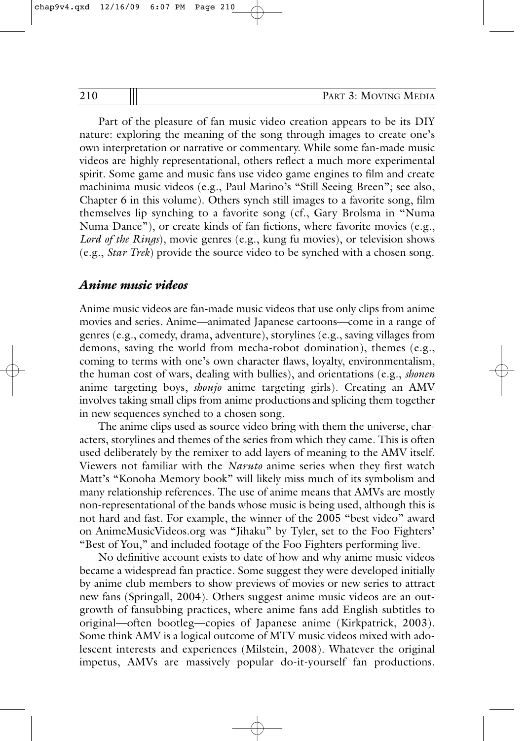Part of the pleasure of fan music video creation appears to be its DIY nature: exploring the meaning of the song through images to create one's own interpretation or narrative or commentary. While some fan-made music videos are highly representational, others reflect a much more experimental spirit. Some game and music fans use video game engines to film and create machinima music videos (e.g., Paul Marino's "Still Seeing Breen"; see also, Chapter 6 in this volume). Others synch still images to a favorite song, film themselves lip synching to a favorite song (cf., Gary Brolsma in "Numa Numa Dance"), or create kinds of fan fictions, where favorite movies (e.g., *Lord of the Rings*), movie genres (e.g., kung fu movies), or television shows (e.g., *Star Trek*) provide the source video to be synched with a chosen song.

## *Anime music videos*

Anime music videos are fan-made music videos that use only clips from anime movies and series. Anime—animated Japanese cartoons—come in a range of genres (e.g., comedy, drama, adventure), storylines (e.g., saving villages from demons, saving the world from mecha-robot domination), themes (e.g., coming to terms with one's own character flaws, loyalty, environmentalism, the human cost of wars, dealing with bullies), and orientations (e.g., *shonen* anime targeting boys, *shoujo* anime targeting girls). Creating an AMV involves taking small clips from anime productions and splicing them together in new sequences synched to a chosen song.

The anime clips used as source video bring with them the universe, characters, storylines and themes of the series from which they came. This is often used deliberately by the remixer to add layers of meaning to the AMV itself. Viewers not familiar with the *Naruto* anime series when they first watch Matt's "Konoha Memory book" will likely miss much of its symbolism and many relationship references. The use of anime means that AMVs are mostly non-representational of the bands whose music is being used, although this is not hard and fast. For example, the winner of the 2005 "best video" award on AnimeMusicVideos.org was "Jihaku" by Tyler, set to the Foo Fighters' "Best of You," and included footage of the Foo Fighters performing live.

No definitive account exists to date of how and why anime music videos became a widespread fan practice. Some suggest they were developed initially by anime club members to show previews of movies or new series to attract new fans (Springall, 2004). Others suggest anime music videos are an outgrowth of fansubbing practices, where anime fans add English subtitles to original—often bootleg—copies of Japanese anime (Kirkpatrick, 2003). Some think AMV is a logical outcome of MTV music videos mixed with adolescent interests and experiences (Milstein, 2008). Whatever the original impetus, AMVs are massively popular do-it-yourself fan productions.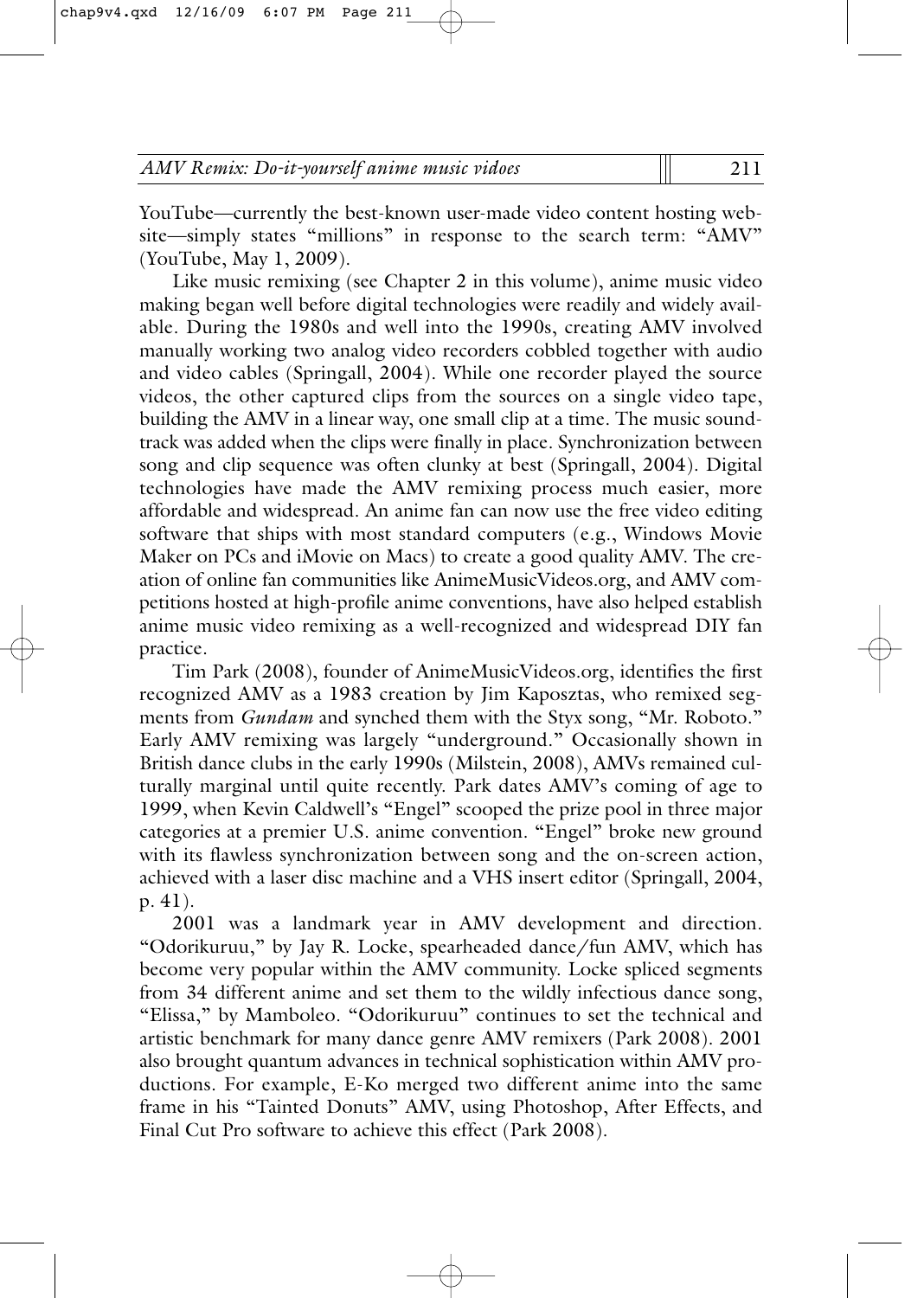YouTube—currently the best-known user-made video content hosting website—simply states "millions" in response to the search term: "AMV" (YouTube, May 1, 2009).

Like music remixing (see Chapter 2 in this volume), anime music video making began well before digital technologies were readily and widely available. During the 1980s and well into the 1990s, creating AMV involved manually working two analog video recorders cobbled together with audio and video cables (Springall, 2004). While one recorder played the source videos, the other captured clips from the sources on a single video tape, building the AMV in a linear way, one small clip at a time. The music soundtrack was added when the clips were finally in place. Synchronization between song and clip sequence was often clunky at best (Springall, 2004). Digital technologies have made the AMV remixing process much easier, more affordable and widespread. An anime fan can now use the free video editing software that ships with most standard computers (e.g., Windows Movie Maker on PCs and iMovie on Macs) to create a good quality AMV. The creation of online fan communities like AnimeMusicVideos.org, and AMV competitions hosted at high-profile anime conventions, have also helped establish anime music video remixing as a well-recognized and widespread DIY fan practice.

Tim Park (2008), founder of AnimeMusicVideos.org, identifies the first recognized AMV as a 1983 creation by Jim Kaposztas, who remixed segments from *Gundam* and synched them with the Styx song, "Mr. Roboto." Early AMV remixing was largely "underground." Occasionally shown in British dance clubs in the early 1990s (Milstein, 2008), AMVs remained culturally marginal until quite recently. Park dates AMV's coming of age to 1999, when Kevin Caldwell's "Engel" scooped the prize pool in three major categories at a premier U.S. anime convention. "Engel" broke new ground with its flawless synchronization between song and the on-screen action, achieved with a laser disc machine and a VHS insert editor (Springall, 2004, p. 41).

2001 was a landmark year in AMV development and direction. "Odorikuruu," by Jay R. Locke, spearheaded dance/fun AMV, which has become very popular within the AMV community. Locke spliced segments from 34 different anime and set them to the wildly infectious dance song, "Elissa," by Mamboleo. "Odorikuruu" continues to set the technical and artistic benchmark for many dance genre AMV remixers (Park 2008). 2001 also brought quantum advances in technical sophistication within AMV productions. For example, E-Ko merged two different anime into the same frame in his "Tainted Donuts" AMV, using Photoshop, After Effects, and Final Cut Pro software to achieve this effect (Park 2008).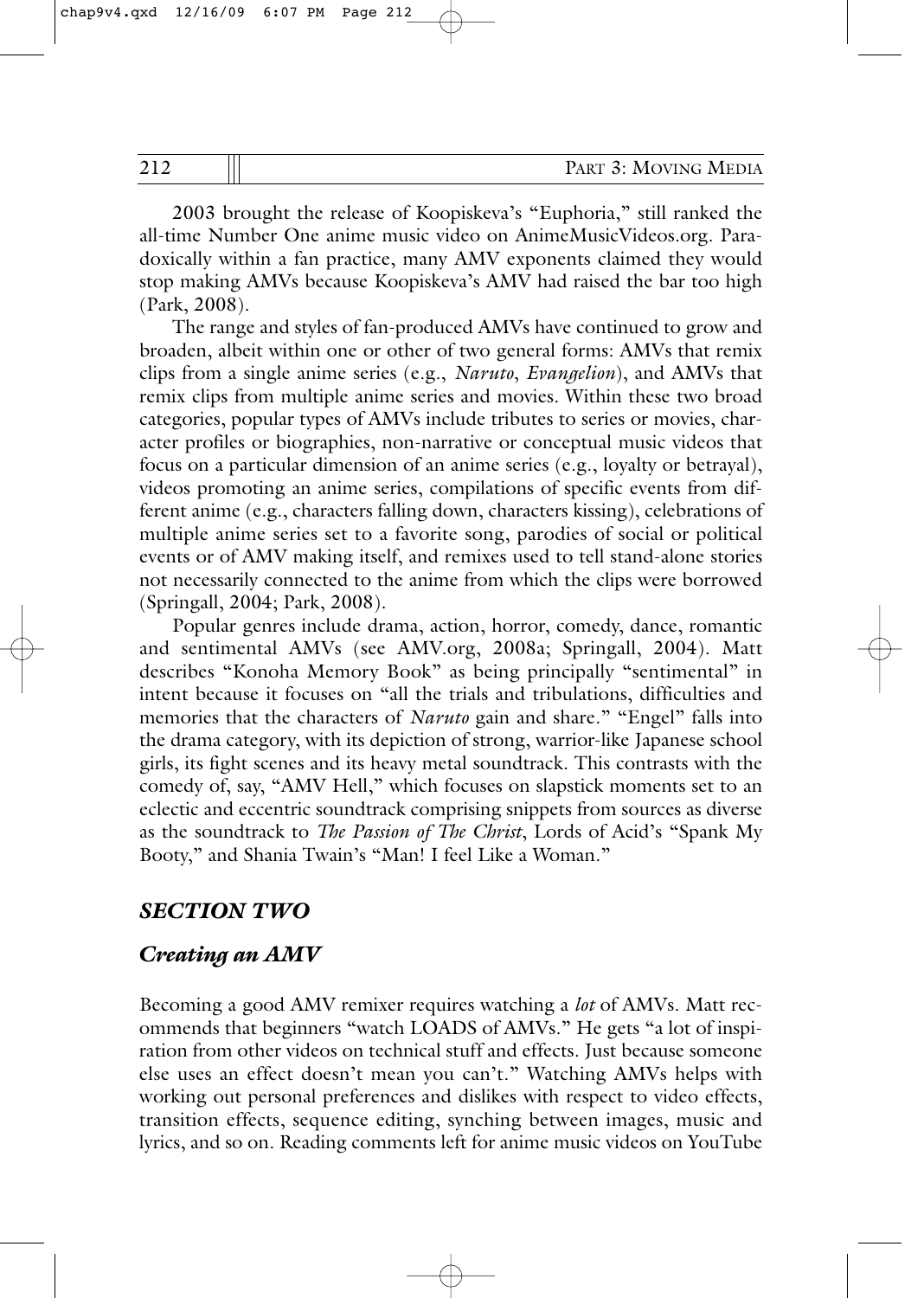2003 brought the release of Koopiskeva's "Euphoria," still ranked the all-time Number One anime music video on AnimeMusicVideos.org. Paradoxically within a fan practice, many AMV exponents claimed they would stop making AMVs because Koopiskeva's AMV had raised the bar too high (Park, 2008).

The range and styles of fan-produced AMVs have continued to grow and broaden, albeit within one or other of two general forms: AMVs that remix clips from a single anime series (e.g., *Naruto*, *Evangelion*), and AMVs that remix clips from multiple anime series and movies. Within these two broad categories, popular types of AMVs include tributes to series or movies, character profiles or biographies, non-narrative or conceptual music videos that focus on a particular dimension of an anime series (e.g., loyalty or betrayal), videos promoting an anime series, compilations of specific events from different anime (e.g., characters falling down, characters kissing), celebrations of multiple anime series set to a favorite song, parodies of social or political events or of AMV making itself, and remixes used to tell stand-alone stories not necessarily connected to the anime from which the clips were borrowed (Springall, 2004; Park, 2008).

Popular genres include drama, action, horror, comedy, dance, romantic and sentimental AMVs (see AMV.org, 2008a; Springall, 2004). Matt describes "Konoha Memory Book" as being principally "sentimental" in intent because it focuses on "all the trials and tribulations, difficulties and memories that the characters of *Naruto* gain and share." "Engel" falls into the drama category, with its depiction of strong, warrior-like Japanese school girls, its fight scenes and its heavy metal soundtrack. This contrasts with the comedy of, say, "AMV Hell," which focuses on slapstick moments set to an eclectic and eccentric soundtrack comprising snippets from sources as diverse as the soundtrack to *The Passion of The Christ*, Lords of Acid's "Spank My Booty," and Shania Twain's "Man! I feel Like a Woman."

## *SECTION TWO*

### *Creating an AMV*

Becoming a good AMV remixer requires watching a *lot* of AMVs. Matt recommends that beginners "watch LOADS of AMVs." He gets "a lot of inspiration from other videos on technical stuff and effects. Just because someone else uses an effect doesn't mean you can't." Watching AMVs helps with working out personal preferences and dislikes with respect to video effects, transition effects, sequence editing, synching between images, music and lyrics, and so on. Reading comments left for anime music videos on YouTube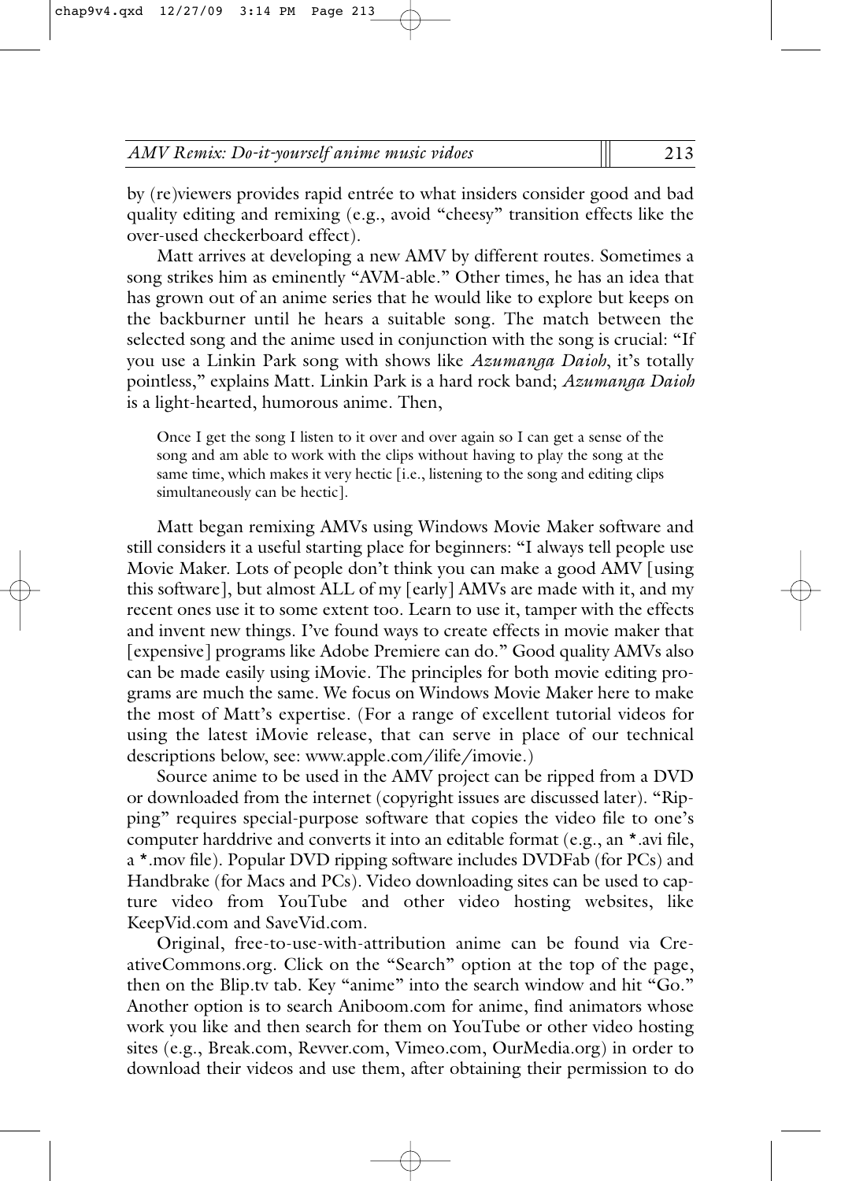by (re)viewers provides rapid entrée to what insiders consider good and bad quality editing and remixing (e.g., avoid "cheesy" transition effects like the over-used checkerboard effect).

Matt arrives at developing a new AMV by different routes. Sometimes a song strikes him as eminently "AVM-able." Other times, he has an idea that has grown out of an anime series that he would like to explore but keeps on the backburner until he hears a suitable song. The match between the selected song and the anime used in conjunction with the song is crucial: "If you use a Linkin Park song with shows like *Azumanga Daioh*, it's totally pointless," explains Matt. Linkin Park is a hard rock band; *Azumanga Daioh* is a light-hearted, humorous anime. Then,

> Once I get the song I listen to it over and over again so I can get a sense of the song and am able to work with the clips without having to play the song at the same time, which makes it very hectic [i.e., listening to the song and editing clips simultaneously can be hectic].

Matt began remixing AMVs using Windows Movie Maker software and still considers it a useful starting place for beginners: "I always tell people use Movie Maker. Lots of people don't think you can make a good AMV [using this software], but almost ALL of my [early] AMVs are made with it, and my recent ones use it to some extent too. Learn to use it, tamper with the effects and invent new things. I've found ways to create effects in movie maker that [expensive] programs like Adobe Premiere can do." Good quality AMVs also can be made easily using iMovie. The principles for both movie editing programs are much the same. We focus on Windows Movie Maker here to make the most of Matt's expertise. (For a range of excellent tutorial videos for using the latest iMovie release, that can serve in place of our technical descriptions below, see: www.apple.com/ilife/imovie.)

Source anime to be used in the AMV project can be ripped from a DVD or downloaded from the internet (copyright issues are discussed later). "Ripping" requires special-purpose software that copies the video file to one's computer harddrive and converts it into an editable format (e.g., an *.avi file, a *.mov file). Popular DVD ripping software includes DVDFab (for PCs) and Handbrake (for Macs and PCs). Video downloading sites can be used to capture video from YouTube and other video hosting websites, like KeepVid.com and SaveVid.com.

Original, free-to-use-with-attribution anime can be found via CreativeCommons.org. Click on the "Search" option at the top of the page, then on the Blip.tv tab. Key "anime" into the search window and hit "Go." Another option is to search Aniboom.com for anime, find animators whose work you like and then search for them on YouTube or other video hosting sites (e.g., Break.com, Revver.com, Vimeo.com, OurMedia.org) in order to download their videos and use them, after obtaining their permission to do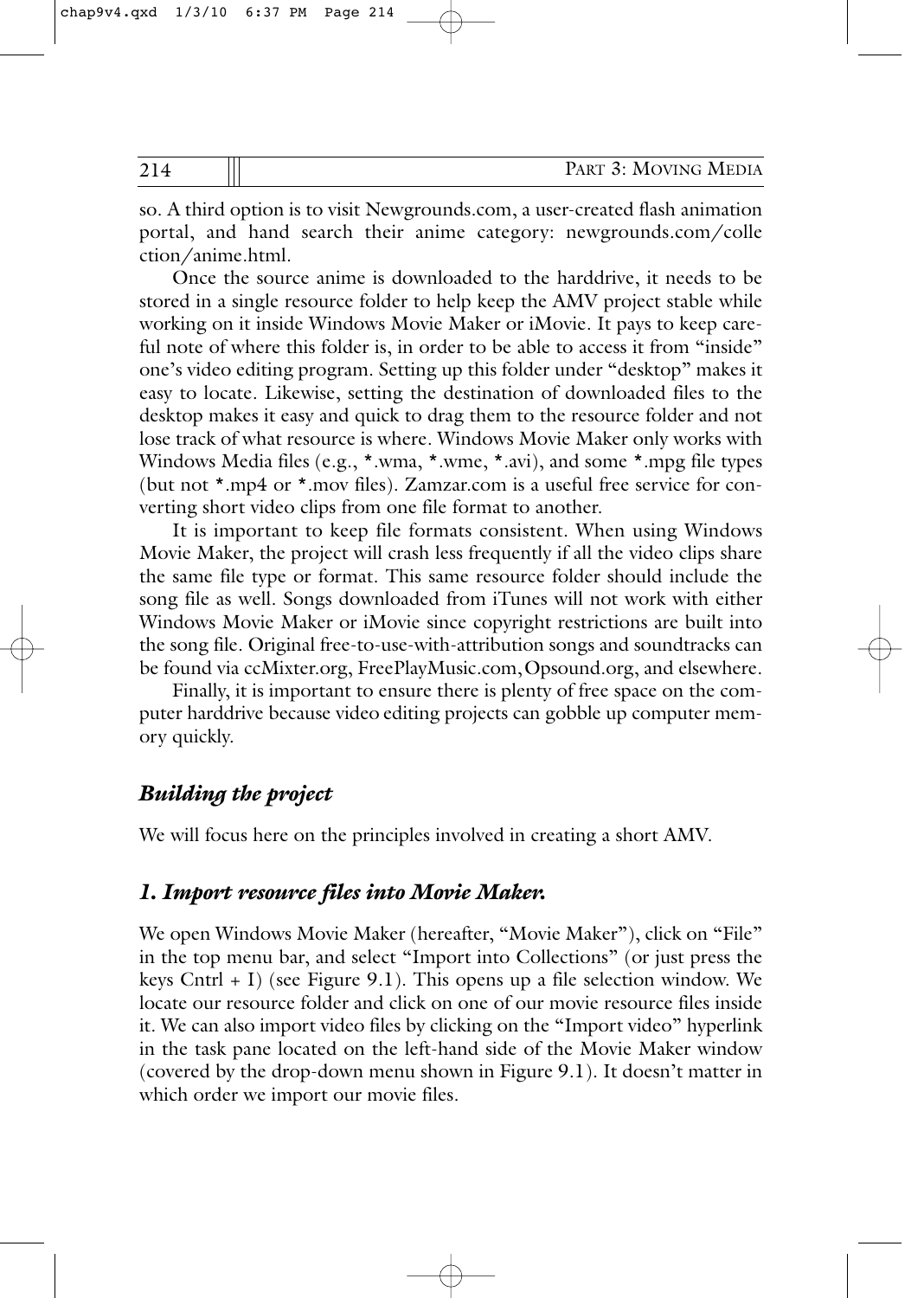so. A third option is to visit Newgrounds.com, a user-created flash animation portal, and hand search their anime category: newgrounds.com/collection/anime.html.

Once the source anime is downloaded to the harddrive, it needs to be stored in a single resource folder to help keep the AMV project stable while working on it inside Windows Movie Maker or iMovie. It pays to keep careful note of where this folder is, in order to be able to access it from "inside" one's video editing program. Setting up this folder under "desktop" makes it easy to locate. Likewise, setting the destination of downloaded files to the desktop makes it easy and quick to drag them to the resource folder and not lose track of what resource is where. Windows Movie Maker only works with Windows Media files (e.g., *.wma, *.wme, *.avi), and some *.mpg file types (but not *.mp4 or *.mov files). Zamzar.com is a useful free service for converting short video clips from one file format to another.

It is important to keep file formats consistent. When using Windows Movie Maker, the project will crash less frequently if all the video clips share the same file type or format. This same resource folder should include the song file as well. Songs downloaded from iTunes will not work with either Windows Movie Maker or iMovie since copyright restrictions are built into the song file. Original free-to-use-with-attribution songs and soundtracks can be found via ccMixter.org, FreePlayMusic.com, Opsound.org, and elsewhere.

Finally, it is important to ensure there is plenty of free space on the computer harddrive because video editing projects can gobble up computer memory quickly.

### *Building the project*

We will focus here on the principles involved in creating a short AMV.

### *1. Import resource files into Movie Maker.*

We open Windows Movie Maker (hereafter, "Movie Maker"), click on "File" in the top menu bar, and select "Import into Collections" (or just press the keys Cntrl + I) (see Figure 9.1). This opens up a file selection window. We locate our resource folder and click on one of our movie resource files inside it. We can also import video files by clicking on the "Import video" hyperlink in the task pane located on the left-hand side of the Movie Maker window (covered by the drop-down menu shown in Figure 9.1). It doesn't matter in which order we import our movie files.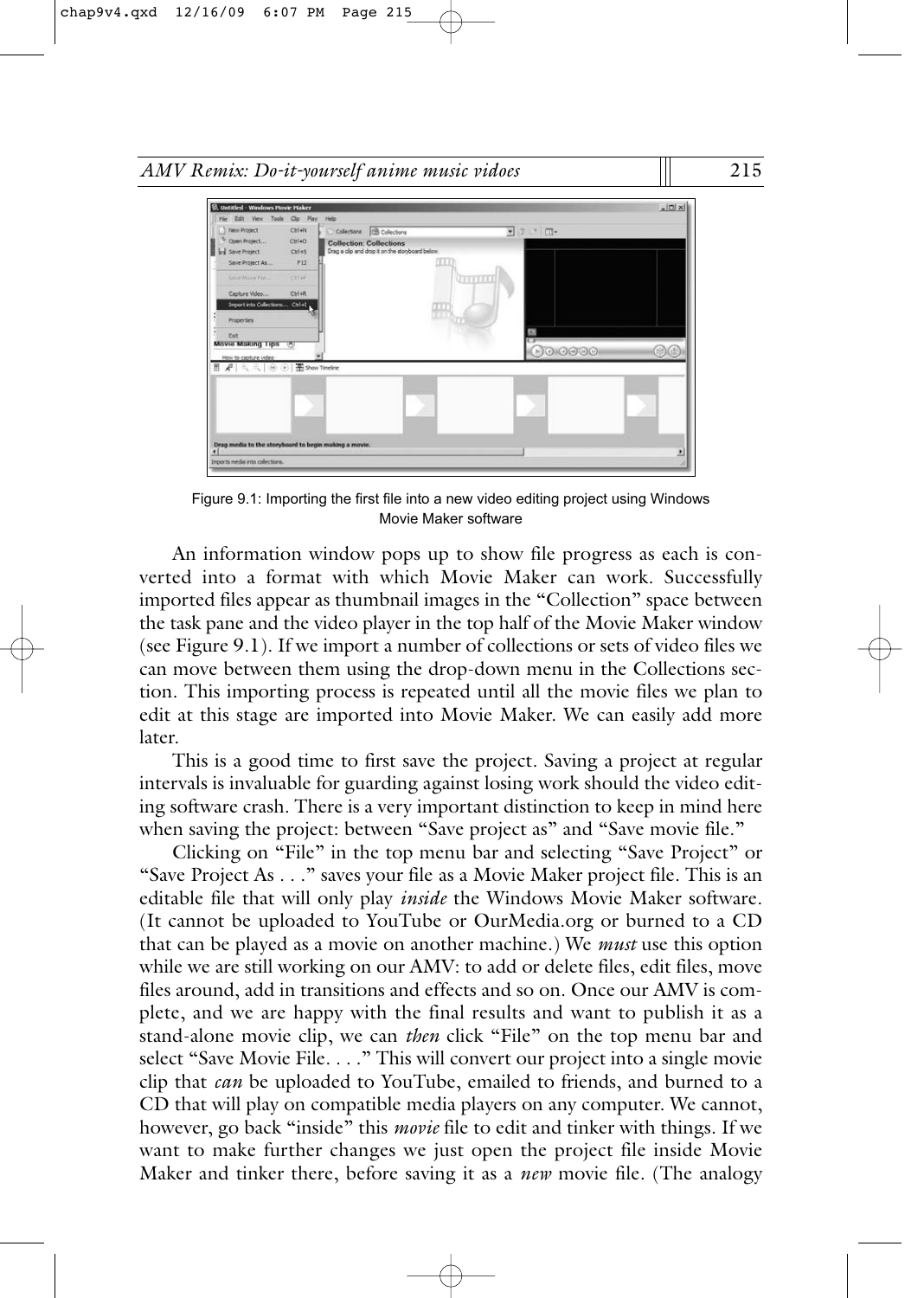Figure 9.1: Importing the first file into a new video editing project using Windows Movie Maker software

An information window pops up to show file progress as each is converted into a format with which Movie Maker can work. Successfully imported files appear as thumbnail images in the "Collection" space between the task pane and the video player in the top half of the Movie Maker window (see Figure 9.1). If we import a number of collections or sets of video files we can move between them using the drop-down menu in the Collections section. This importing process is repeated until all the movie files we plan to edit at this stage are imported into Movie Maker. We can easily add more later.

This is a good time to first save the project. Saving a project at regular intervals is invaluable for guarding against losing work should the video editing software crash. There is a very important distinction to keep in mind here when saving the project: between "Save project as" and "Save movie file."

Clicking on "File" in the top menu bar and selecting "Save Project" or "Save Project As . . ." saves your file as a Movie Maker project file. This is an editable file that will only play *inside* the Windows Movie Maker software. (It cannot be uploaded to YouTube or OurMedia.org or burned to a CD that can be played as a movie on another machine.) We *must* use this option while we are still working on our AMV: to add or delete files, edit files, move files around, add in transitions and effects and so on. Once our AMV is complete, and we are happy with the final results and want to publish it as a stand-alone movie clip, we can *then* click "File" on the top menu bar and select "Save Movie File. . . ." This will convert our project into a single movie clip that *can* be uploaded to YouTube, emailed to friends, and burned to a CD that will play on compatible media players on any computer. We cannot, however, go back "inside" this *movie* file to edit and tinker with things. If we want to make further changes we just open the project file inside Movie Maker and tinker there, before saving it as a *new* movie file. (The analogy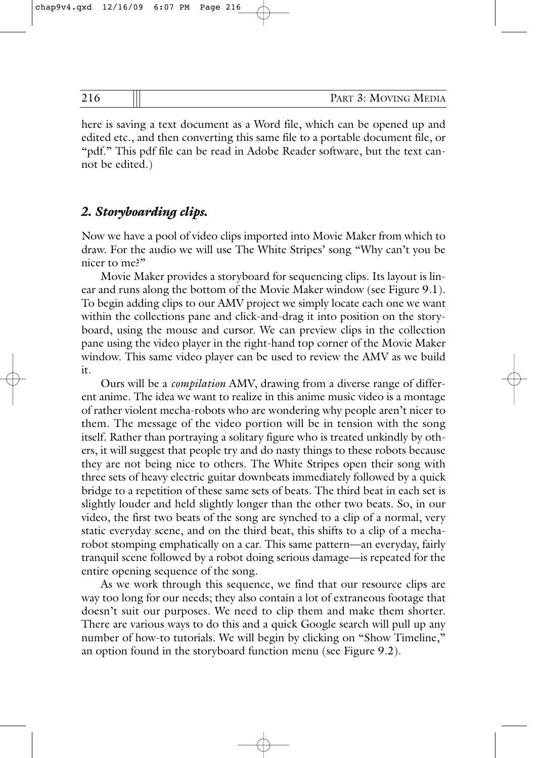here is saving a text document as a Word file, which can be opened up and edited etc., and then converting this same file to a portable document file, or "pdf." This pdf file can be read in Adobe Reader software, but the text cannot be edited.)

### *2. Storyboarding clips.*

Now we have a pool of video clips imported into Movie Maker from which to draw. For the audio we will use The White Stripes' song "Why can't you be nicer to me?"

Movie Maker provides a storyboard for sequencing clips. Its layout is linear and runs along the bottom of the Movie Maker window (see Figure 9.1). To begin adding clips to our AMV project we simply locate each one we want within the collections pane and click-and-drag it into position on the storyboard, using the mouse and cursor. We can preview clips in the collection pane using the video player in the right-hand top corner of the Movie Maker window. This same video player can be used to review the AMV as we build it.

Ours will be a *compilation* AMV, drawing from a diverse range of different anime. The idea we want to realize in this anime music video is a montage of rather violent mecha-robots who are wondering why people aren't nicer to them. The message of the video portion will be in tension with the song itself. Rather than portraying a solitary figure who is treated unkindly by others, it will suggest that people try and do nasty things to these robots because they are not being nice to others. The White Stripes open their song with three sets of heavy electric guitar downbeats immediately followed by a quick bridge to a repetition of these same sets of beats. The third beat in each set is slightly louder and held slightly longer than the other two beats. So, in our video, the first two beats of the song are synched to a clip of a normal, very static everyday scene, and on the third beat, this shifts to a clip of a mecha-robot stomping emphatically on a car. This same pattern—an everyday, fairly tranquil scene followed by a robot doing serious damage—is repeated for the entire opening sequence of the song.

As we work through this sequence, we find that our resource clips are way too long for our needs; they also contain a lot of extraneous footage that doesn't suit our purposes. We need to clip them and make them shorter. There are various ways to do this and a quick Google search will pull up any number of how-to tutorials. We will begin by clicking on "Show Timeline," an option found in the storyboard function menu (see Figure 9.2).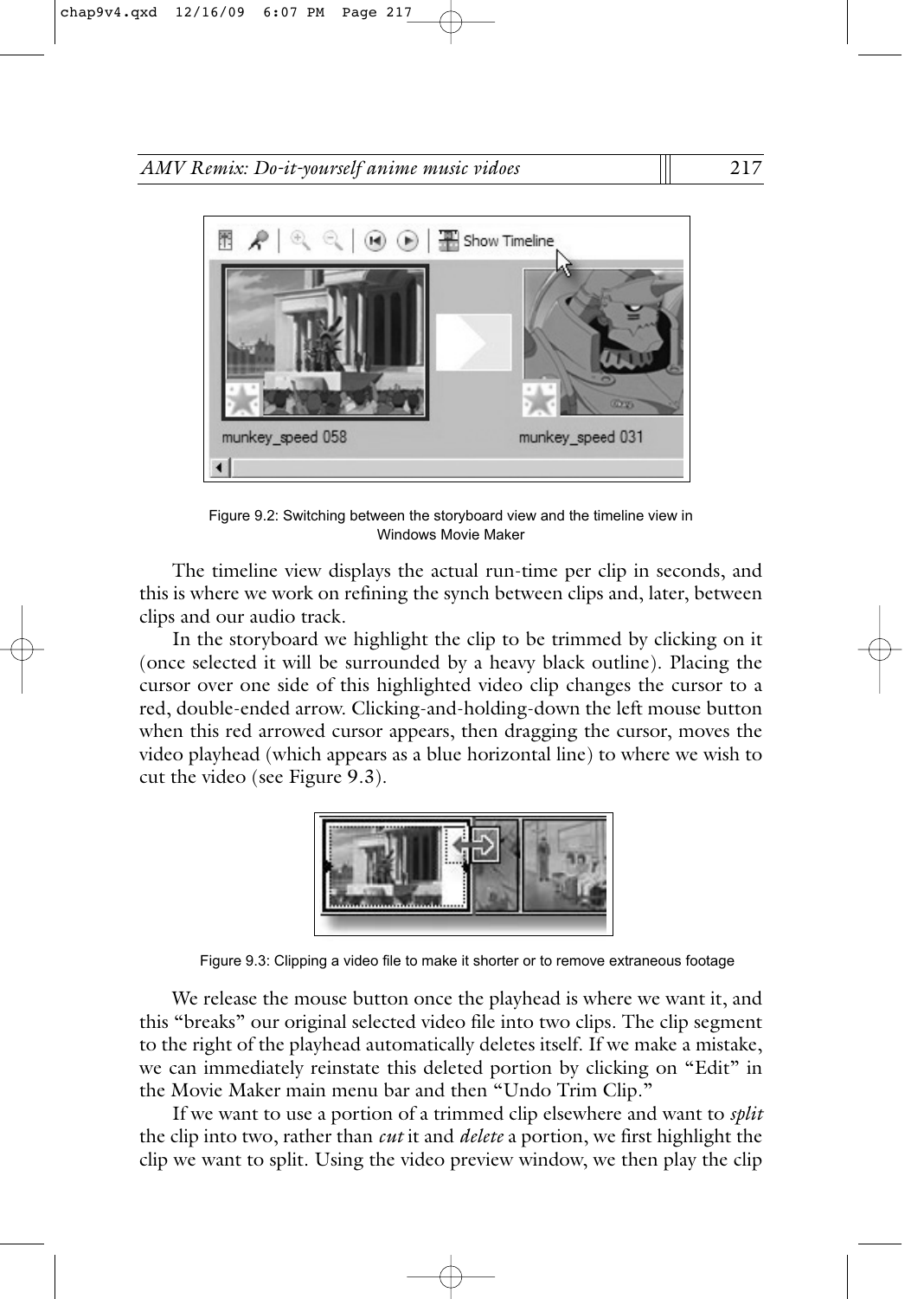Figure 9.2: Switching between the storyboard view and the timeline view in Windows Movie Maker

The timeline view displays the actual run-time per clip in seconds, and this is where we work on refining the synch between clips and, later, between clips and our audio track.

In the storyboard we highlight the clip to be trimmed by clicking on it (once selected it will be surrounded by a heavy black outline). Placing the cursor over one side of this highlighted video clip changes the cursor to a red, double-ended arrow. Clicking-and-holding-down the left mouse button when this red arrowed cursor appears, then dragging the cursor, moves the video playhead (which appears as a blue horizontal line) to where we wish to cut the video (see Figure 9.3).

Figure 9.3: Clipping a video file to make it shorter or to remove extraneous footage

We release the mouse button once the playhead is where we want it, and this "breaks" our original selected video file into two clips. The clip segment to the right of the playhead automatically deletes itself. If we make a mistake, we can immediately reinstate this deleted portion by clicking on "Edit" in the Movie Maker main menu bar and then "Undo Trim Clip."

If we want to use a portion of a trimmed clip elsewhere and want to *split* the clip into two, rather than *cut* it and *delete* a portion, we first highlight the clip we want to split. Using the video preview window, we then play the clip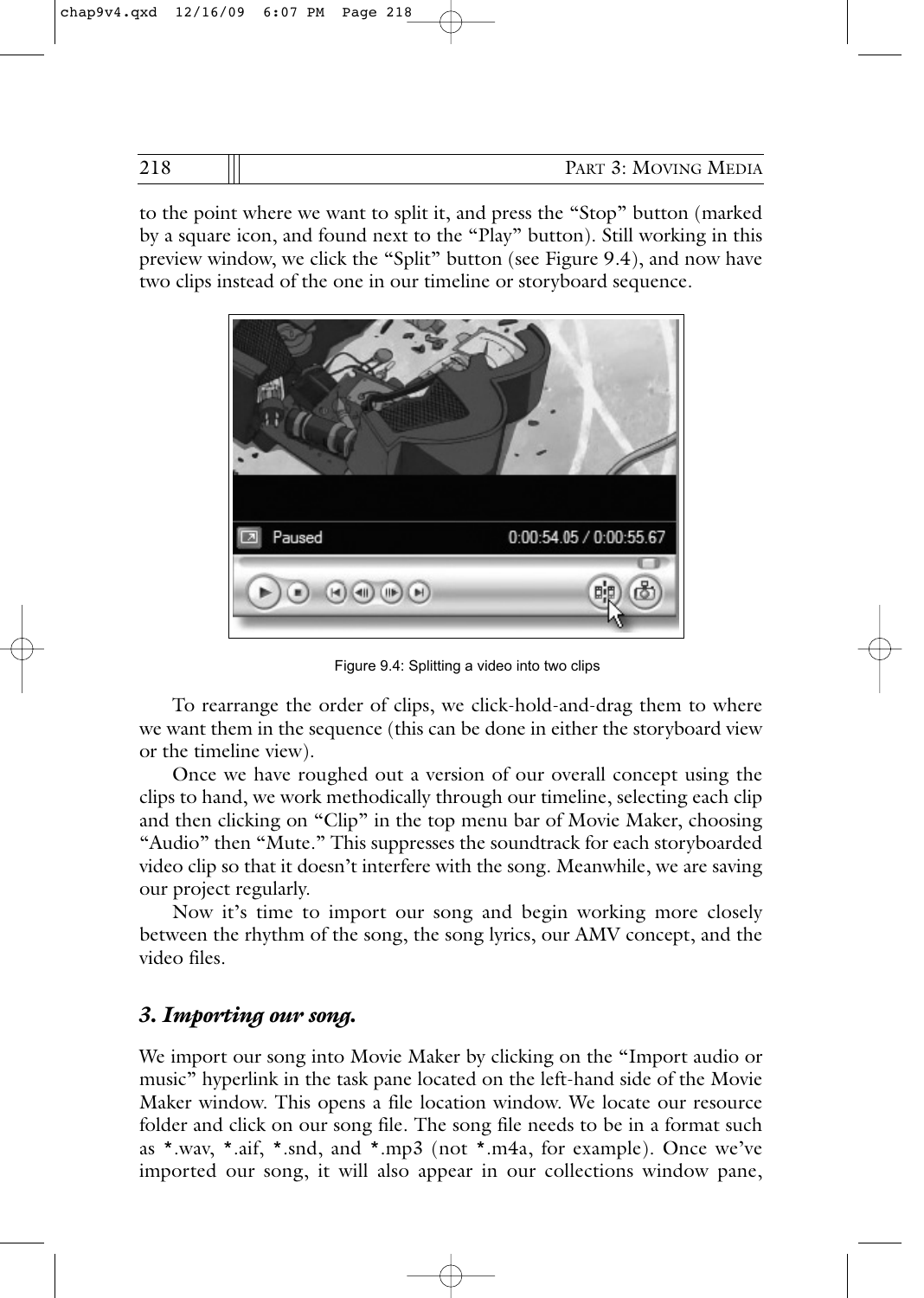to the point where we want to split it, and press the "Stop" button (marked by a square icon, and found next to the "Play" button). Still working in this preview window, we click the "Split" button (see Figure 9.4), and now have two clips instead of the one in our timeline or storyboard sequence.

Figure 9.4: Splitting a video into two clips

To rearrange the order of clips, we click-hold-and-drag them to where we want them in the sequence (this can be done in either the storyboard view or the timeline view).

Once we have roughed out a version of our overall concept using the clips to hand, we work methodically through our timeline, selecting each clip and then clicking on "Clip" in the top menu bar of Movie Maker, choosing "Audio" then "Mute." This suppresses the soundtrack for each storyboarded video clip so that it doesn't interfere with the song. Meanwhile, we are saving our project regularly.

Now it's time to import our song and begin working more closely between the rhythm of the song, the song lyrics, our AMV concept, and the video files.

### *3. Importing our song.*

We import our song into Movie Maker by clicking on the "Import audio or music" hyperlink in the task pane located on the left-hand side of the Movie Maker window. This opens a file location window. We locate our resource folder and click on our song file. The song file needs to be in a format such as *.wav, *.aif, *.snd, and *.mp3 (not *.m4a, for example). Once we've imported our song, it will also appear in our collections window pane,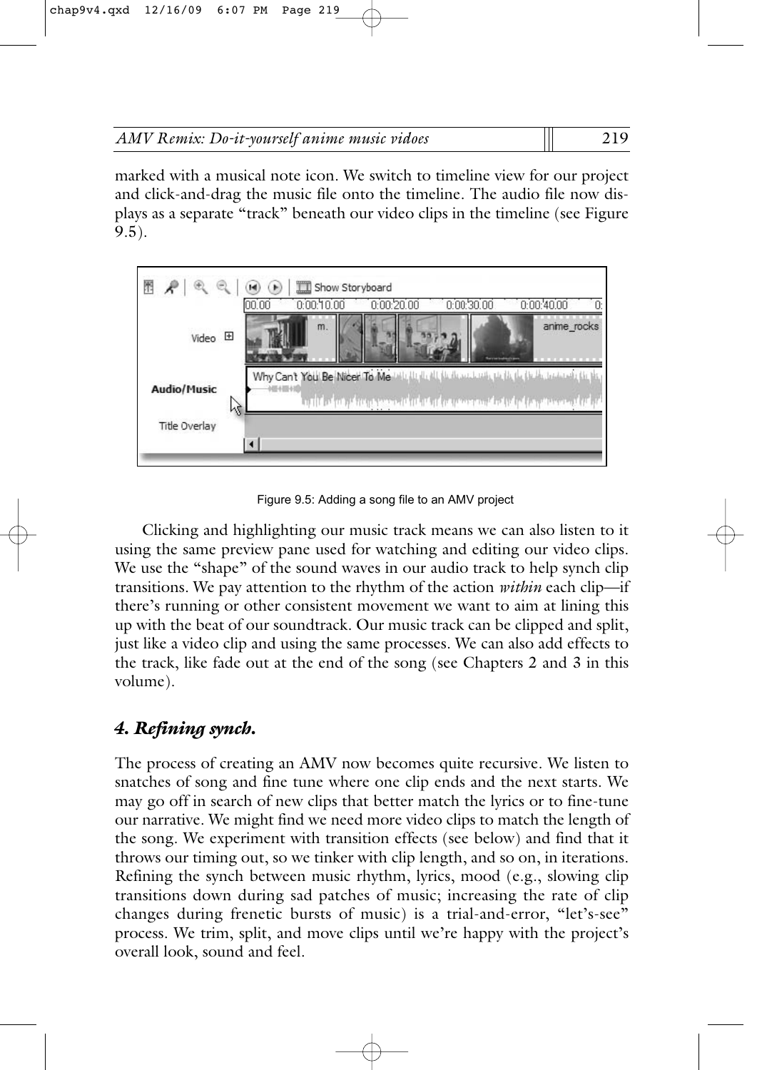marked with a musical note icon. We switch to timeline view for our project and click-and-drag the music file onto the timeline. The audio file now displays as a separate "track" beneath our video clips in the timeline (see Figure 9.5).

Figure 9.5: Adding a song file to an AMV project

Clicking and highlighting our music track means we can also listen to it using the same preview pane used for watching and editing our video clips. We use the "shape" of the sound waves in our audio track to help synch clip transitions. We pay attention to the rhythm of the action *within* each clip—if there's running or other consistent movement we want to aim at lining this up with the beat of our soundtrack. Our music track can be clipped and split, just like a video clip and using the same processes. We can also add effects to the track, like fade out at the end of the song (see Chapters 2 and 3 in this volume).

## *4. Refining synch.*

The process of creating an AMV now becomes quite recursive. We listen to snatches of song and fine tune where one clip ends and the next starts. We may go off in search of new clips that better match the lyrics or to fine-tune our narrative. We might find we need more video clips to match the length of the song. We experiment with transition effects (see below) and find that it throws our timing out, so we tinker with clip length, and so on, in iterations. Refining the synch between music rhythm, lyrics, mood (e.g., slowing clip transitions down during sad patches of music; increasing the rate of clip changes during frenetic bursts of music) is a trial-and-error, "let's-see" process. We trim, split, and move clips until we're happy with the project's overall look, sound and feel.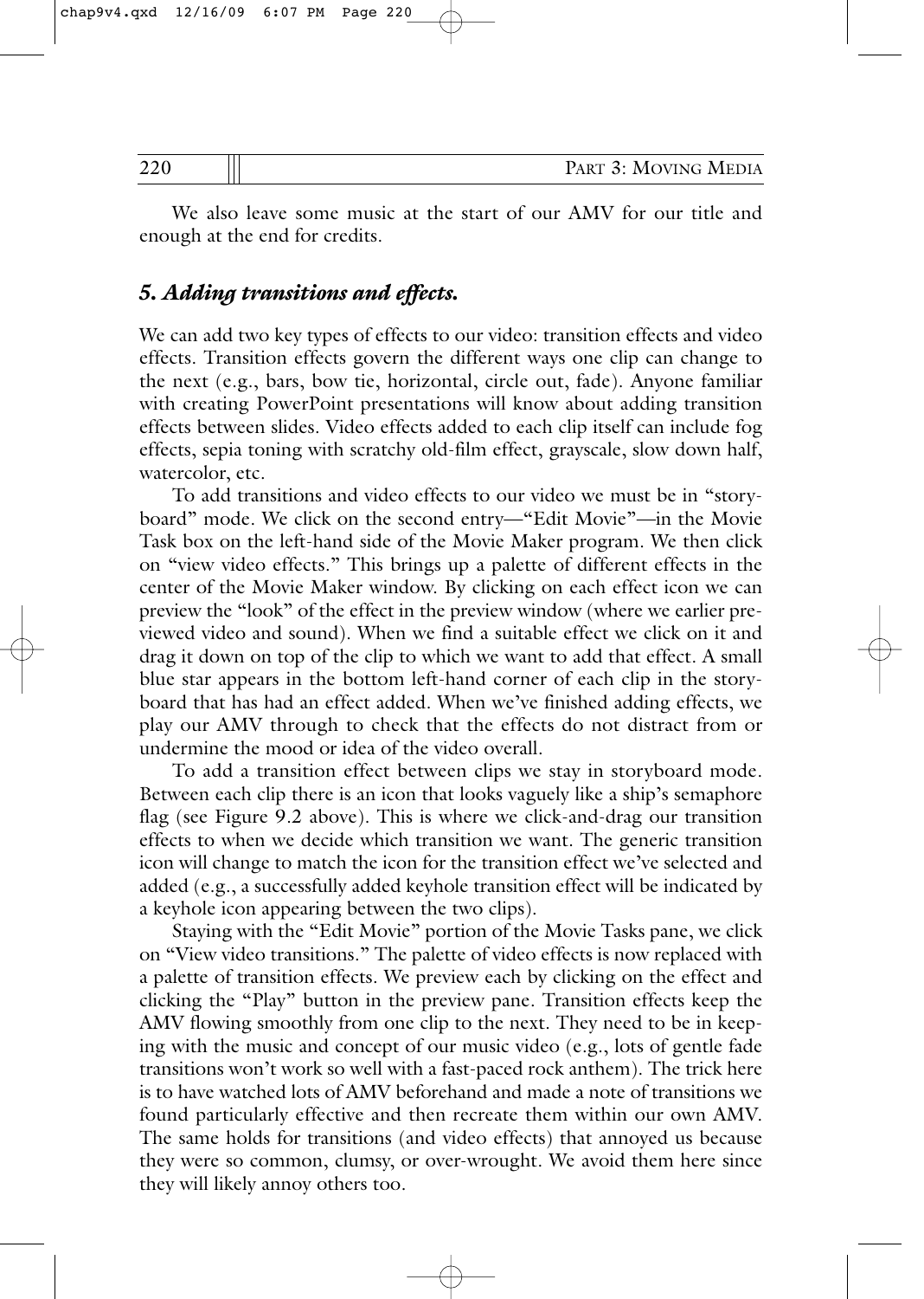We also leave some music at the start of our AMV for our title and enough at the end for credits.

### *5. Adding transitions and effects.*

We can add two key types of effects to our video: transition effects and video effects. Transition effects govern the different ways one clip can change to the next (e.g., bars, bow tie, horizontal, circle out, fade). Anyone familiar with creating PowerPoint presentations will know about adding transition effects between slides. Video effects added to each clip itself can include fog effects, sepia toning with scratchy old-film effect, grayscale, slow down half, watercolor, etc.

To add transitions and video effects to our video we must be in "storyboard" mode. We click on the second entry—"Edit Movie"—in the Movie Task box on the left-hand side of the Movie Maker program. We then click on "view video effects." This brings up a palette of different effects in the center of the Movie Maker window. By clicking on each effect icon we can preview the "look" of the effect in the preview window (where we earlier previewed video and sound). When we find a suitable effect we click on it and drag it down on top of the clip to which we want to add that effect. A small blue star appears in the bottom left-hand corner of each clip in the storyboard that has had an effect added. When we've finished adding effects, we play our AMV through to check that the effects do not distract from or undermine the mood or idea of the video overall.

To add a transition effect between clips we stay in storyboard mode. Between each clip there is an icon that looks vaguely like a ship's semaphore flag (see Figure 9.2 above). This is where we click-and-drag our transition effects to when we decide which transition we want. The generic transition icon will change to match the icon for the transition effect we've selected and added (e.g., a successfully added keyhole transition effect will be indicated by a keyhole icon appearing between the two clips).

Staying with the "Edit Movie" portion of the Movie Tasks pane, we click on "View video transitions." The palette of video effects is now replaced with a palette of transition effects. We preview each by clicking on the effect and clicking the "Play" button in the preview pane. Transition effects keep the AMV flowing smoothly from one clip to the next. They need to be in keeping with the music and concept of our music video (e.g., lots of gentle fade transitions won't work so well with a fast-paced rock anthem). The trick here is to have watched lots of AMV beforehand and made a note of transitions we found particularly effective and then recreate them within our own AMV. The same holds for transitions (and video effects) that annoyed us because they were so common, clumsy, or over-wrought. We avoid them here since they will likely annoy others too.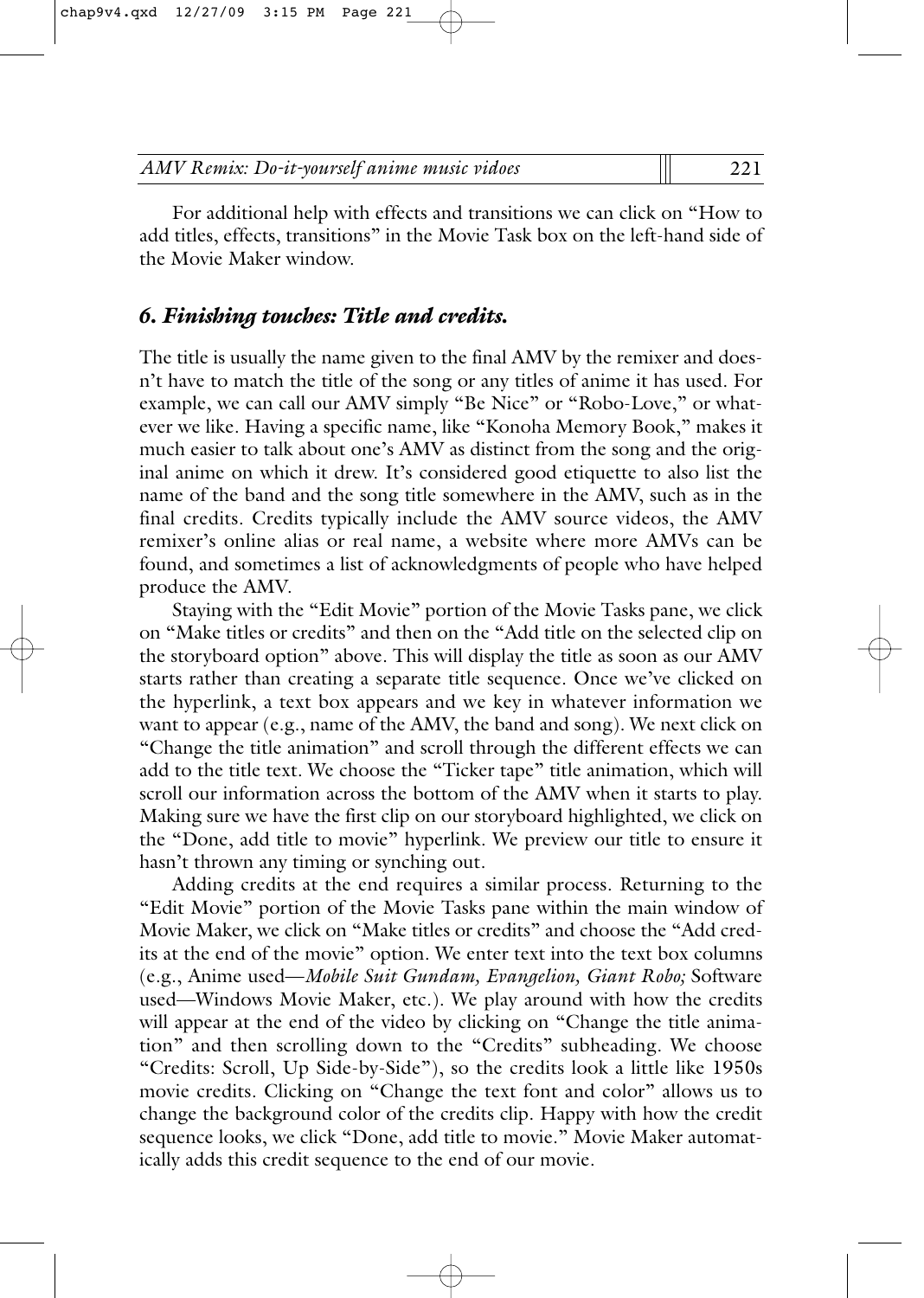For additional help with effects and transitions we can click on "How to add titles, effects, transitions" in the Movie Task box on the left-hand side of the Movie Maker window.

### *6. Finishing touches: Title and credits.*

The title is usually the name given to the final AMV by the remixer and doesn't have to match the title of the song or any titles of anime it has used. For example, we can call our AMV simply "Be Nice" or "Robo-Love," or whatever we like. Having a specific name, like "Konoha Memory Book," makes it much easier to talk about one's AMV as distinct from the song and the original anime on which it drew. It's considered good etiquette to also list the name of the band and the song title somewhere in the AMV, such as in the final credits. Credits typically include the AMV source videos, the AMV remixer's online alias or real name, a website where more AMVs can be found, and sometimes a list of acknowledgments of people who have helped produce the AMV.

Staying with the "Edit Movie" portion of the Movie Tasks pane, we click on "Make titles or credits" and then on the "Add title on the selected clip on the storyboard option" above. This will display the title as soon as our AMV starts rather than creating a separate title sequence. Once we've clicked on the hyperlink, a text box appears and we key in whatever information we want to appear (e.g., name of the AMV, the band and song). We next click on "Change the title animation" and scroll through the different effects we can add to the title text. We choose the "Ticker tape" title animation, which will scroll our information across the bottom of the AMV when it starts to play. Making sure we have the first clip on our storyboard highlighted, we click on the "Done, add title to movie" hyperlink. We preview our title to ensure it hasn't thrown any timing or synching out.

Adding credits at the end requires a similar process. Returning to the "Edit Movie" portion of the Movie Tasks pane within the main window of Movie Maker, we click on "Make titles or credits" and choose the "Add credits at the end of the movie" option. We enter text into the text box columns (e.g., Anime used—*Mobile Suit Gundam, Evangelion, Giant Robo;* Software used—Windows Movie Maker, etc.). We play around with how the credits will appear at the end of the video by clicking on "Change the title animation" and then scrolling down to the "Credits" subheading. We choose "Credits: Scroll, Up Side-by-Side"), so the credits look a little like 1950s movie credits. Clicking on "Change the text font and color" allows us to change the background color of the credits clip. Happy with how the credit sequence looks, we click "Done, add title to movie." Movie Maker automatically adds this credit sequence to the end of our movie.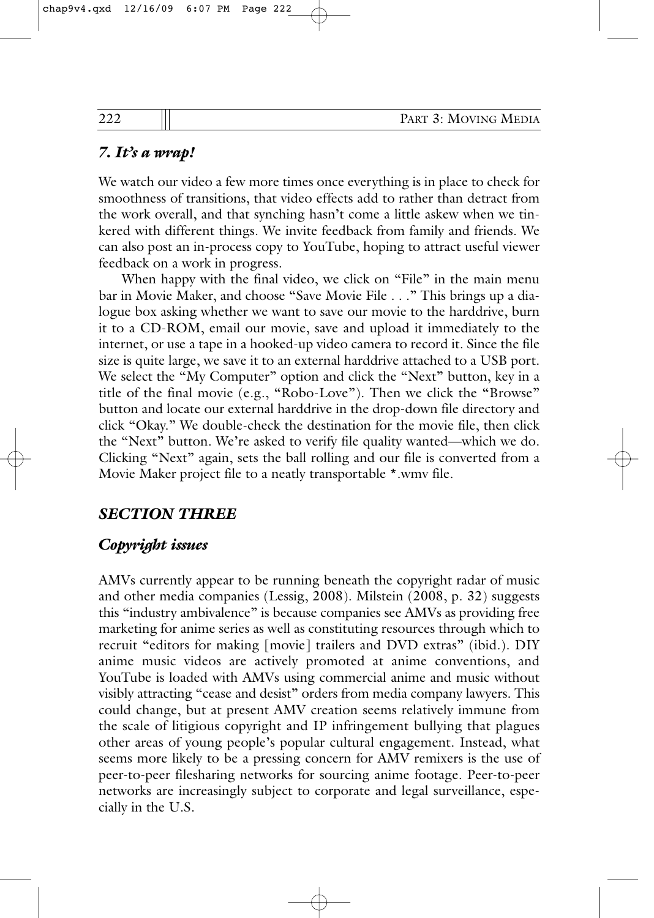### *7. It's a wrap!*

We watch our video a few more times once everything is in place to check for smoothness of transitions, that video effects add to rather than detract from the work overall, and that synching hasn't come a little askew when we tinkered with different things. We invite feedback from family and friends. We can also post an in-process copy to YouTube, hoping to attract useful viewer feedback on a work in progress.

When happy with the final video, we click on "File" in the main menu bar in Movie Maker, and choose "Save Movie File . . ." This brings up a dialogue box asking whether we want to save our movie to the harddrive, burn it to a CD-ROM, email our movie, save and upload it immediately to the internet, or use a tape in a hooked-up video camera to record it. Since the file size is quite large, we save it to an external harddrive attached to a USB port. We select the "My Computer" option and click the "Next" button, key in a title of the final movie (e.g., "Robo-Love"). Then we click the "Browse" button and locate our external harddrive in the drop-down file directory and click "Okay." We double-check the destination for the movie file, then click the "Next" button. We're asked to verify file quality wanted—which we do. Clicking "Next" again, sets the ball rolling and our file is converted from a Movie Maker project file to a neatly transportable *.wmv file.

## *SECTION THREE*

### *Copyright issues*

AMVs currently appear to be running beneath the copyright radar of music and other media companies (Lessig, 2008). Milstein (2008, p. 32) suggests this "industry ambivalence" is because companies see AMVs as providing free marketing for anime series as well as constituting resources through which to recruit "editors for making [movie] trailers and DVD extras" (ibid.). DIY anime music videos are actively promoted at anime conventions, and YouTube is loaded with AMVs using commercial anime and music without visibly attracting "cease and desist" orders from media company lawyers. This could change, but at present AMV creation seems relatively immune from the scale of litigious copyright and IP infringement bullying that plagues other areas of young people's popular cultural engagement. Instead, what seems more likely to be a pressing concern for AMV remixers is the use of peer-to-peer filesharing networks for sourcing anime footage. Peer-to-peer networks are increasingly subject to corporate and legal surveillance, especially in the U.S.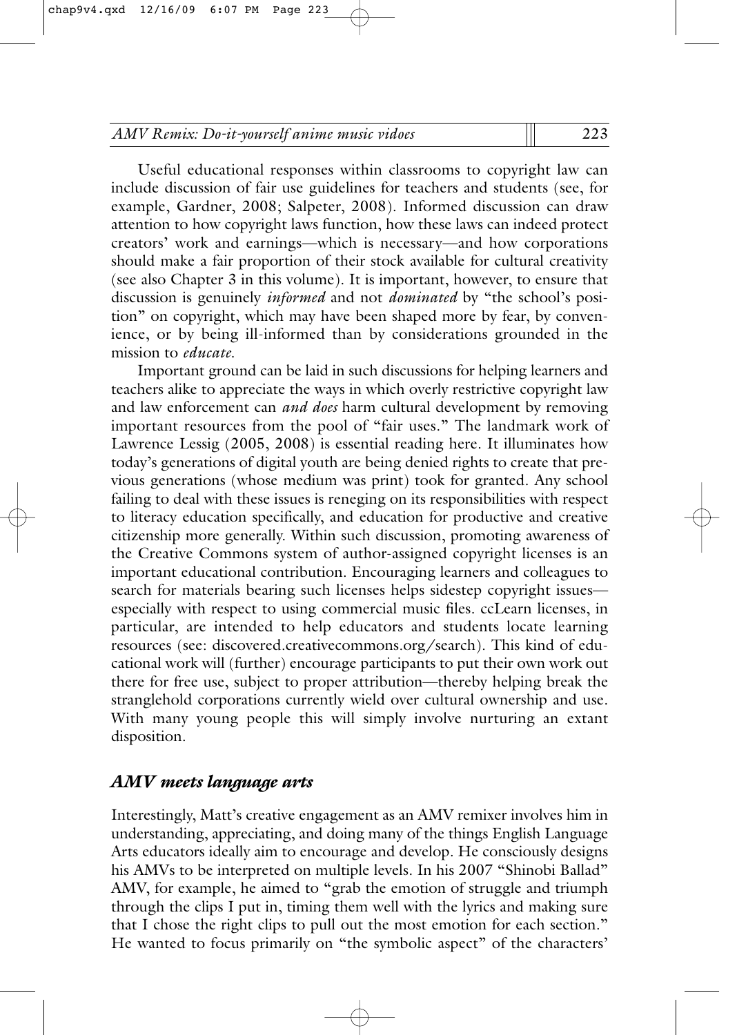Useful educational responses within classrooms to copyright law can include discussion of fair use guidelines for teachers and students (see, for example, Gardner, 2008; Salpeter, 2008). Informed discussion can draw attention to how copyright laws function, how these laws can indeed protect creators' work and earnings—which is necessary—and how corporations should make a fair proportion of their stock available for cultural creativity (see also Chapter 3 in this volume). It is important, however, to ensure that discussion is genuinely *informed* and not *dominated* by "the school's position" on copyright, which may have been shaped more by fear, by convenience, or by being ill-informed than by considerations grounded in the mission to *educate*.

Important ground can be laid in such discussions for helping learners and teachers alike to appreciate the ways in which overly restrictive copyright law and law enforcement can *and does* harm cultural development by removing important resources from the pool of "fair uses." The landmark work of Lawrence Lessig (2005, 2008) is essential reading here. It illuminates how today's generations of digital youth are being denied rights to create that previous generations (whose medium was print) took for granted. Any school failing to deal with these issues is reneging on its responsibilities with respect to literacy education specifically, and education for productive and creative citizenship more generally. Within such discussion, promoting awareness of the Creative Commons system of author-assigned copyright licenses is an important educational contribution. Encouraging learners and colleagues to search for materials bearing such licenses helps sidestep copyright issues—especially with respect to using commercial music files. ccLearn licenses, in particular, are intended to help educators and students locate learning resources (see: discovered.creativecommons.org/search). This kind of educational work will (further) encourage participants to put their own work out there for free use, subject to proper attribution—thereby helping break the stranglehold corporations currently wield over cultural ownership and use. With many young people this will simply involve nurturing an extant disposition.

## *AMV meets language arts*

Interestingly, Matt's creative engagement as an AMV remixer involves him in understanding, appreciating, and doing many of the things English Language Arts educators ideally aim to encourage and develop. He consciously designs his AMVs to be interpreted on multiple levels. In his 2007 "Shinobi Ballad" AMV, for example, he aimed to "grab the emotion of struggle and triumph through the clips I put in, timing them well with the lyrics and making sure that I chose the right clips to pull out the most emotion for each section." He wanted to focus primarily on "the symbolic aspect" of the characters'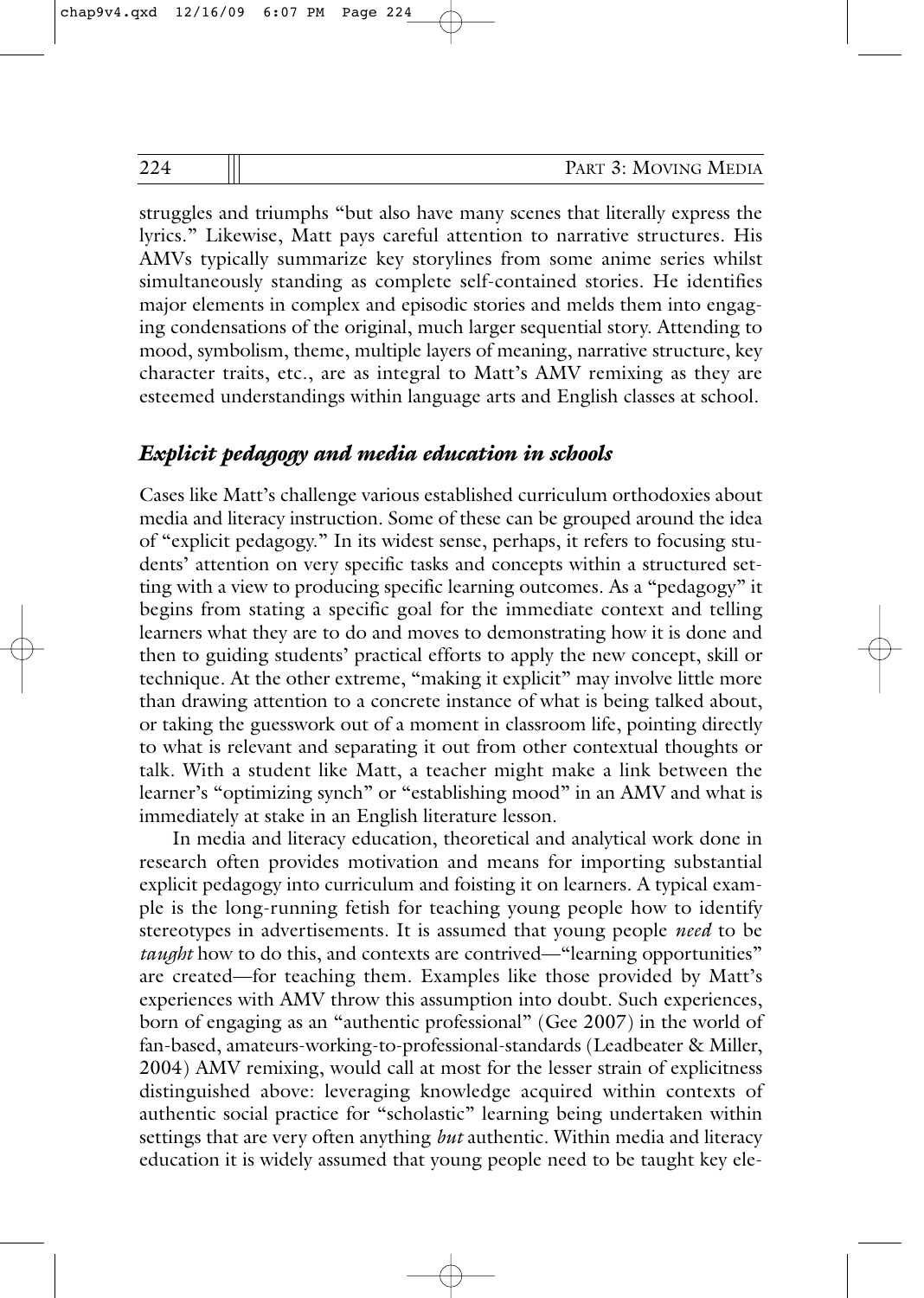struggles and triumphs "but also have many scenes that literally express the lyrics." Likewise, Matt pays careful attention to narrative structures. His AMVs typically summarize key storylines from some anime series whilst simultaneously standing as complete self-contained stories. He identifies major elements in complex and episodic stories and melds them into engaging condensations of the original, much larger sequential story. Attending to mood, symbolism, theme, multiple layers of meaning, narrative structure, key character traits, etc., are as integral to Matt's AMV remixing as they are esteemed understandings within language arts and English classes at school.

### *Explicit pedagogy and media education in schools*

Cases like Matt's challenge various established curriculum orthodoxies about media and literacy instruction. Some of these can be grouped around the idea of "explicit pedagogy." In its widest sense, perhaps, it refers to focusing students' attention on very specific tasks and concepts within a structured setting with a view to producing specific learning outcomes. As a "pedagogy" it begins from stating a specific goal for the immediate context and telling learners what they are to do and moves to demonstrating how it is done and then to guiding students' practical efforts to apply the new concept, skill or technique. At the other extreme, "making it explicit" may involve little more than drawing attention to a concrete instance of what is being talked about, or taking the guesswork out of a moment in classroom life, pointing directly to what is relevant and separating it out from other contextual thoughts or talk. With a student like Matt, a teacher might make a link between the learner's "optimizing synch" or "establishing mood" in an AMV and what is immediately at stake in an English literature lesson.

In media and literacy education, theoretical and analytical work done in research often provides motivation and means for importing substantial explicit pedagogy into curriculum and foisting it on learners. A typical example is the long-running fetish for teaching young people how to identify stereotypes in advertisements. It is assumed that young people *need* to be *taught* how to do this, and contexts are contrived—"learning opportunities" are created—for teaching them. Examples like those provided by Matt's experiences with AMV throw this assumption into doubt. Such experiences, born of engaging as an "authentic professional" (Gee 2007) in the world of fan-based, amateurs-working-to-professional-standards (Leadbeater & Miller, 2004) AMV remixing, would call at most for the lesser strain of explicitness distinguished above: leveraging knowledge acquired within contexts of authentic social practice for "scholastic" learning being undertaken within settings that are very often anything *but* authentic. Within media and literacy education it is widely assumed that young people need to be taught key ele-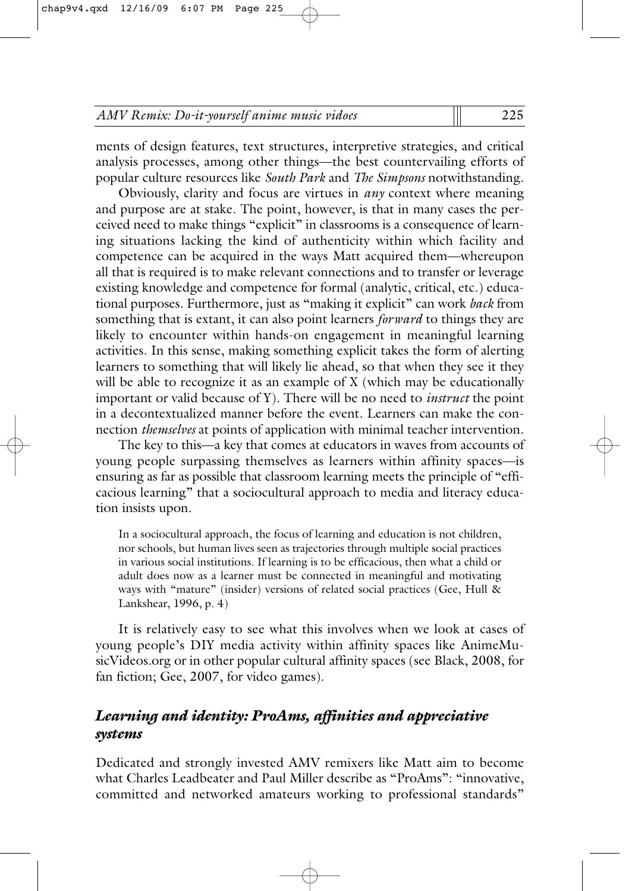ments of design features, text structures, interpretive strategies, and critical analysis processes, among other things—the best countervailing efforts of popular culture resources like *South Park* and *The Simpsons* notwithstanding.

Obviously, clarity and focus are virtues in *any* context where meaning and purpose are at stake. The point, however, is that in many cases the perceived need to make things "explicit" in classrooms is a consequence of learning situations lacking the kind of authenticity within which facility and competence can be acquired in the ways Matt acquired them—whereupon all that is required is to make relevant connections and to transfer or leverage existing knowledge and competence for formal (analytic, critical, etc.) educational purposes. Furthermore, just as "making it explicit" can work *back* from something that is extant, it can also point learners *forward* to things they are likely to encounter within hands-on engagement in meaningful learning activities. In this sense, making something explicit takes the form of alerting learners to something that will likely lie ahead, so that when they see it they will be able to recognize it as an example of X (which may be educationally important or valid because of Y). There will be no need to *instruct* the point in a decontextualized manner before the event. Learners can make the connection *themselves* at points of application with minimal teacher intervention.

The key to this—a key that comes at educators in waves from accounts of young people surpassing themselves as learners within affinity spaces—is ensuring as far as possible that classroom learning meets the principle of "efficacious learning" that a sociocultural approach to media and literacy education insists upon.

> In a sociocultural approach, the focus of learning and education is not children, nor schools, but human lives seen as trajectories through multiple social practices in various social institutions. If learning is to be efficacious, then what a child or adult does now as a learner must be connected in meaningful and motivating ways with "mature" (insider) versions of related social practices (Gee, Hull & Lankshear, 1996, p. 4)

It is relatively easy to see what this involves when we look at cases of young people's DIY media activity within affinity spaces like AnimeMusicVideos.org or in other popular cultural affinity spaces (see Black, 2008, for fan fiction; Gee, 2007, for video games).

## *Learning and identity: ProAms, affinities and appreciative systems*

Dedicated and strongly invested AMV remixers like Matt aim to become what Charles Leadbeater and Paul Miller describe as "ProAms": "innovative, committed and networked amateurs working to professional standards"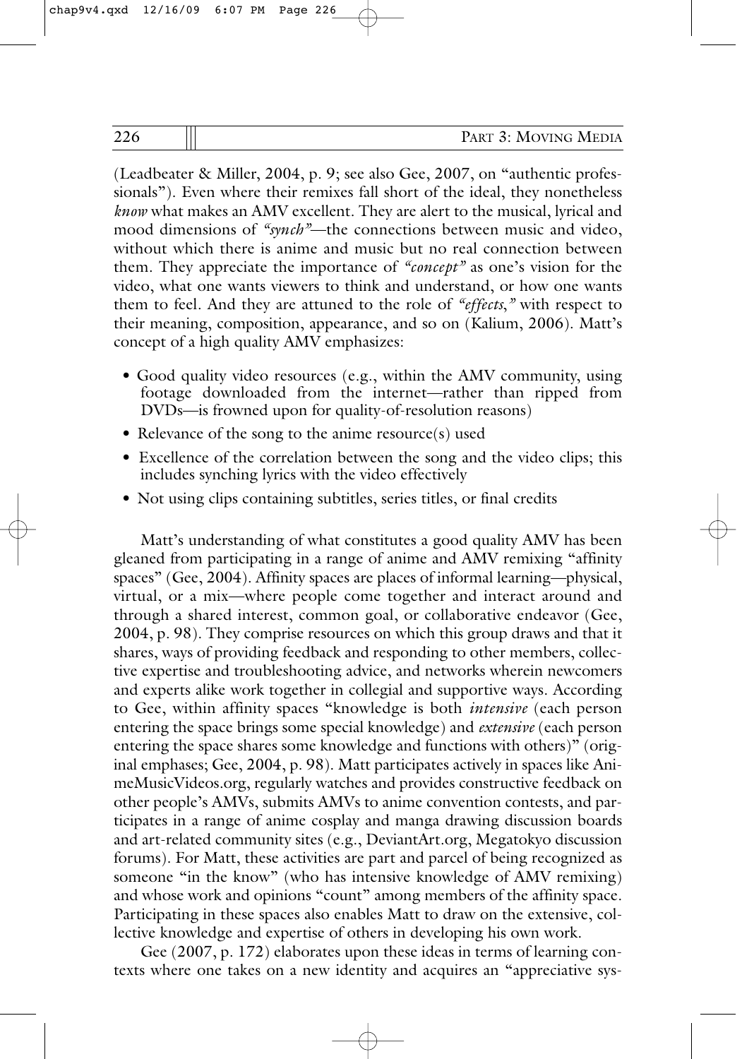(Leadbeater & Miller, 2004, p. 9; see also Gee, 2007, on "authentic professionals"). Even where their remixes fall short of the ideal, they nonetheless *know* what makes an AMV excellent. They are alert to the musical, lyrical and mood dimensions of *"synch"*—the connections between music and video, without which there is anime and music but no real connection between them. They appreciate the importance of *"concept"* as one's vision for the video, what one wants viewers to think and understand, or how one wants them to feel. And they are attuned to the role of *"effects,"* with respect to their meaning, composition, appearance, and so on (Kalium, 2006). Matt's concept of a high quality AMV emphasizes:

- Good quality video resources (e.g., within the AMV community, using footage downloaded from the internet—rather than ripped from DVDs—is frowned upon for quality-of-resolution reasons)
- Relevance of the song to the anime resource(s) used
- Excellence of the correlation between the song and the video clips; this includes synching lyrics with the video effectively
- Not using clips containing subtitles, series titles, or final credits

Matt's understanding of what constitutes a good quality AMV has been gleaned from participating in a range of anime and AMV remixing "affinity spaces" (Gee, 2004). Affinity spaces are places of informal learning—physical, virtual, or a mix—where people come together and interact around and through a shared interest, common goal, or collaborative endeavor (Gee, 2004, p. 98). They comprise resources on which this group draws and that it shares, ways of providing feedback and responding to other members, collective expertise and troubleshooting advice, and networks wherein newcomers and experts alike work together in collegial and supportive ways. According to Gee, within affinity spaces "knowledge is both *intensive* (each person entering the space brings some special knowledge) and *extensive* (each person entering the space shares some knowledge and functions with others)" (original emphases; Gee, 2004, p. 98). Matt participates actively in spaces like AnimeMusicVideos.org, regularly watches and provides constructive feedback on other people's AMVs, submits AMVs to anime convention contests, and participates in a range of anime cosplay and manga drawing discussion boards and art-related community sites (e.g., DeviantArt.org, Megatokyo discussion forums). For Matt, these activities are part and parcel of being recognized as someone "in the know" (who has intensive knowledge of AMV remixing) and whose work and opinions "count" among members of the affinity space. Participating in these spaces also enables Matt to draw on the extensive, collective knowledge and expertise of others in developing his own work.

Gee (2007, p. 172) elaborates upon these ideas in terms of learning contexts where one takes on a new identity and acquires an "appreciative sys-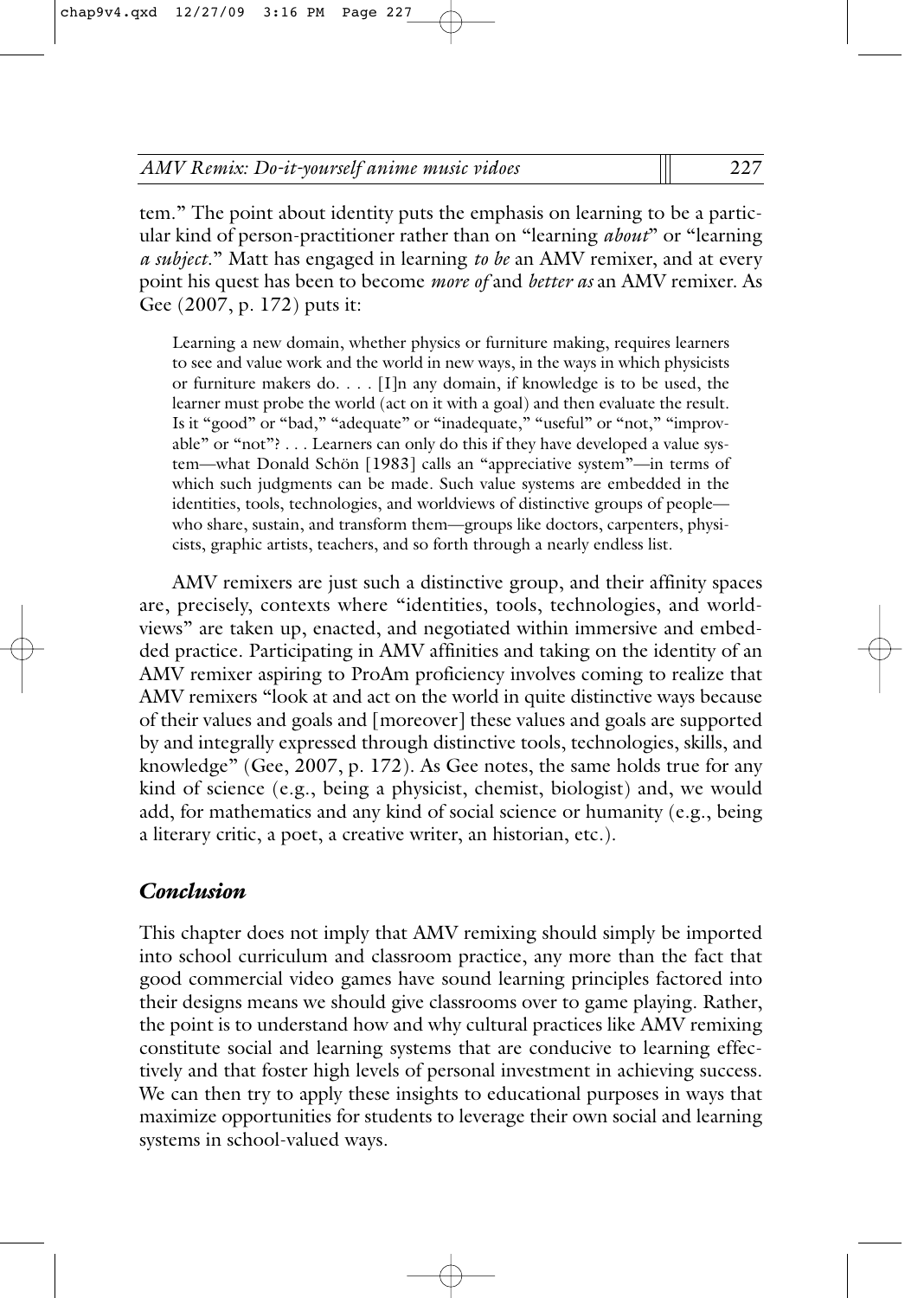tem." The point about identity puts the emphasis on learning to be a particular kind of person-practitioner rather than on "learning *about*" or "learning *a subject*." Matt has engaged in learning *to be* an AMV remixer, and at every point his quest has been to become *more of* and *better as* an AMV remixer. As Gee (2007, p. 172) puts it:

> Learning a new domain, whether physics or furniture making, requires learners to see and value work and the world in new ways, in the ways in which physicists or furniture makers do. . . . [I]n any domain, if knowledge is to be used, the learner must probe the world (act on it with a goal) and then evaluate the result. Is it "good" or "bad," "adequate" or "inadequate," "useful" or "not," "improvable" or "not"? . . . Learners can only do this if they have developed a value system—what Donald Schön [1983] calls an "appreciative system"—in terms of which such judgments can be made. Such value systems are embedded in the identities, tools, technologies, and worldviews of distinctive groups of people—who share, sustain, and transform them—groups like doctors, carpenters, physicists, graphic artists, teachers, and so forth through a nearly endless list.

AMV remixers are just such a distinctive group, and their affinity spaces are, precisely, contexts where "identities, tools, technologies, and worldviews" are taken up, enacted, and negotiated within immersive and embedded practice. Participating in AMV affinities and taking on the identity of an AMV remixer aspiring to ProAm proficiency involves coming to realize that AMV remixers "look at and act on the world in quite distinctive ways because of their values and goals and [moreover] these values and goals are supported by and integrally expressed through distinctive tools, technologies, skills, and knowledge" (Gee, 2007, p. 172). As Gee notes, the same holds true for any kind of science (e.g., being a physicist, chemist, biologist) and, we would add, for mathematics and any kind of social science or humanity (e.g., being a literary critic, a poet, a creative writer, an historian, etc.).

## *Conclusion*

This chapter does not imply that AMV remixing should simply be imported into school curriculum and classroom practice, any more than the fact that good commercial video games have sound learning principles factored into their designs means we should give classrooms over to game playing. Rather, the point is to understand how and why cultural practices like AMV remixing constitute social and learning systems that are conducive to learning effectively and that foster high levels of personal investment in achieving success. We can then try to apply these insights to educational purposes in ways that maximize opportunities for students to leverage their own social and learning systems in school-valued ways.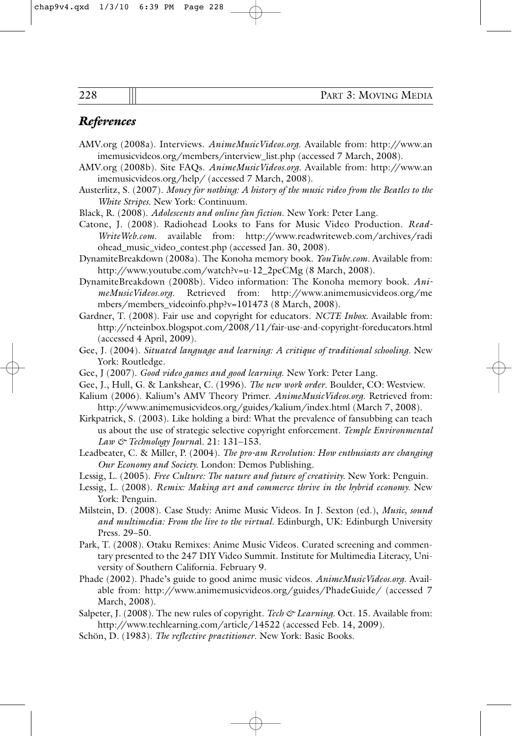## *References*

AMV.org (2008a). Interviews. *AnimeMusicVideos.org.* Available from: http://www.animemusicvideos.org/members/interview_list.php (accessed 7 March, 2008).

AMV.org (2008b). Site FAQs. *AnimeMusicVideos.org.* Available from: http://www.animemusicvideos.org/help/ (accessed 7 March, 2008).

Austerlitz, S. (2007). *Money for nothing: A history of the music video from the Beatles to the White Stripes.* New York: Continuum.

Black, R. (2008). *Adolescents and online fan fiction.* New York: Peter Lang.

Catone, J. (2008). Radiohead Looks to Fans for Music Video Production. *ReadWriteWeb.com.* available from: http://www.readwriteweb.com/archives/radiohead_music_video_contest.php (accessed Jan. 30, 2008).

DynamiteBreakdown (2008a). The Konoha memory book. *YouTube.com.* Available from: http://www.youtube.com/watch?v=u-12_2peCMg (8 March, 2008).

DynamiteBreakdown (2008b). Video information: The Konoha memory book. *AnimeMusicVideos.org.* Retrieved from: http://www.animemusicvideos.org/members/members_videoinfo.php?v=101473 (8 March, 2008).

Gardner, T. (2008). Fair use and copyright for educators. *NCTE Inbox.* Available from: http://ncteinbox.blogspot.com/2008/11/fair-use-and-copyright-foreducators.html (accessed 4 April, 2009).

Gee, J. (2004). *Situated language and learning: A critique of traditional schooling.* New York: Routledge.

Gee, J (2007). *Good video games and good learning.* New York: Peter Lang.

Gee, J., Hull, G. & Lankshear, C. (1996). *The new work order.* Boulder, CO: Westview.

Kalium (2006). Kalium's AMV Theory Primer. *AnimeMusicVideos.org.* Retrieved from: http://www.animemusicvideos.org/guides/kalium/index.html (March 7, 2008).

Kirkpatrick, S. (2003). Like holding a bird: What the prevalence of fansubbing can teach us about the use of strategic selective copyright enforcement. *Temple Environmental Law & Technology Journal.* 21: 131–153.

Leadbeater, C. & Miller, P. (2004). *The pro-am Revolution: How enthusiasts are changing Our Economy and Society.* London: Demos Publishing.

Lessig, L. (2005). *Free Culture: The nature and future of creativity.* New York: Penguin.

Lessig, L. (2008). *Remix: Making art and commerce thrive in the hybrid economy.* New York: Penguin.

Milstein, D. (2008). Case Study: Anime Music Videos. In J. Sexton (ed.), *Music, sound and multimedia: From the live to the virtual.* Edinburgh, UK: Edinburgh University Press. 29–50.

Park, T. (2008). Otaku Remixes: Anime Music Videos. Curated screening and commentary presented to the 247 DIY Video Summit. Institute for Multimedia Literacy, University of Southern California. February 9.

Phade (2002). Phade's guide to good anime music videos. *AnimeMusicVideos.org.* Available from: http://www.animemusicvideos.org/guides/PhadeGuide/ (accessed 7 March, 2008).

Salpeter, J. (2008). The new rules of copyright. *Tech & Learning.* Oct. 15. Available from: http://www.techlearning.com/article/14522 (accessed Feb. 14, 2009).

Schön, D. (1983). *The reflective practitioner.* New York: Basic Books.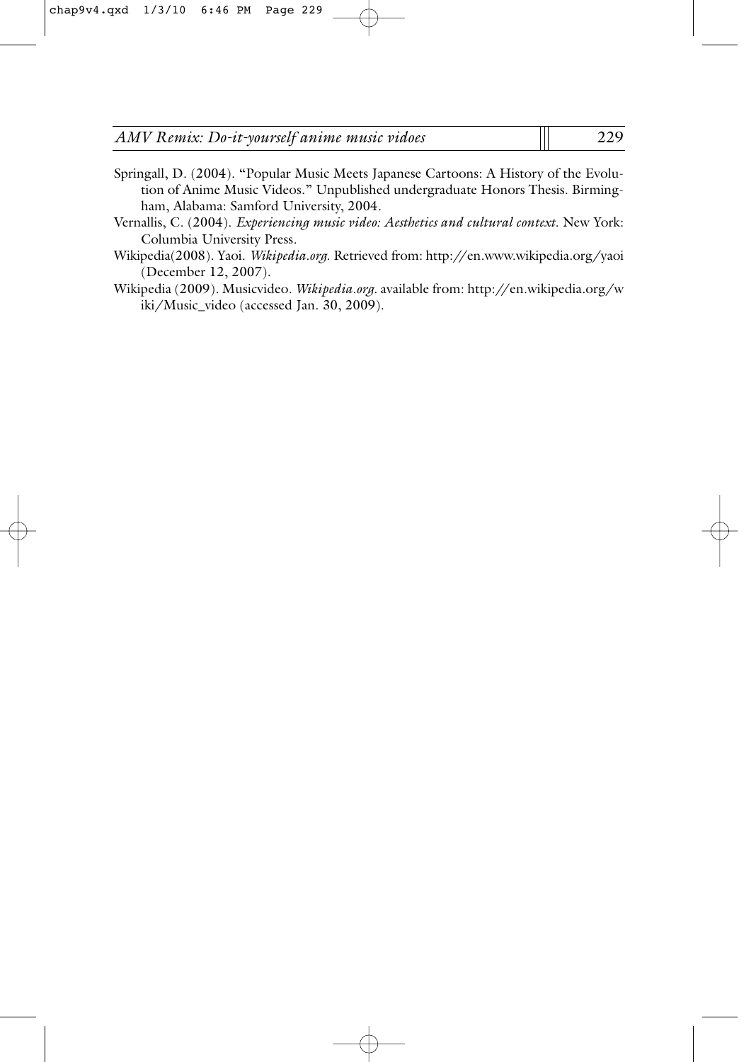Springall, D. (2004). "Popular Music Meets Japanese Cartoons: A History of the Evolution of Anime Music Videos." Unpublished undergraduate Honors Thesis. Birmingham, Alabama: Samford University, 2004.

Vernallis, C. (2004). *Experiencing music video: Aesthetics and cultural context.* New York: Columbia University Press.

Wikipedia(2008). Yaoi. *Wikipedia.org.* Retrieved from: http://en.www.wikipedia.org/yaoi (December 12, 2007).

Wikipedia (2009). Musicvideo. *Wikipedia.org.* available from: http://en.wikipedia.org/wiki/Music_video (accessed Jan. 30, 2009).